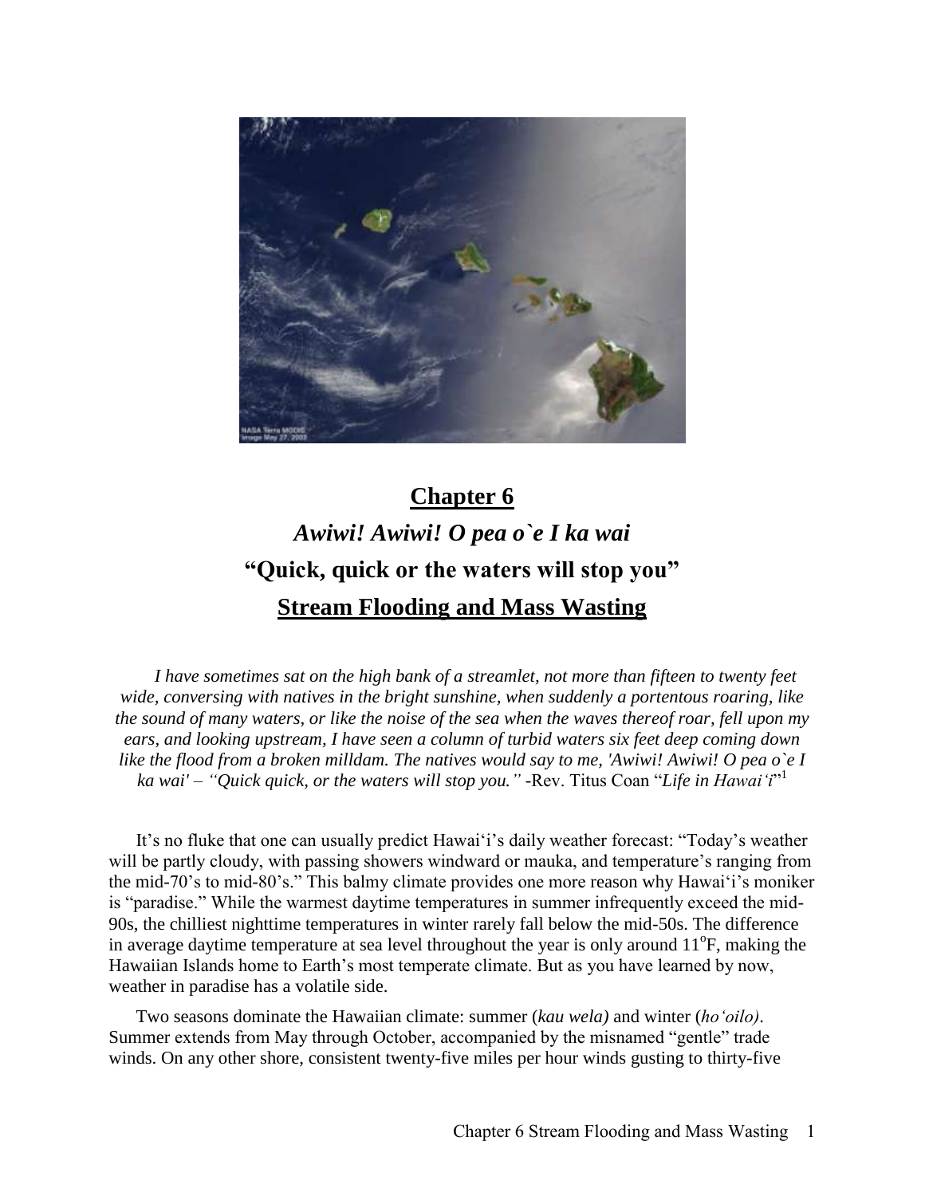# Chapter 6

## *Awiwi! Awiwi! O pea o`e I ka wai*

## "Quick, quick or the waters will stop you"

## Stream Flooding and Mass Wasting

*I have sometimes sat on the high bank of a streamlet, not more than fifteen to twenty feet wide, conversing with natives in the bright sunshine, when suddenly a portentous roaring, like the sound of many waters, or like the noise of the sea when the waves thereof roar, fell upon my ears, and looking upstream, I have seen a column of turbid waters six feet deep coming down like the flood from a broken milldam. The natives would say to me, 'Awiwi! Awiwi! O pea o`e I ka wai' – "Quick quick, or the waters will stop you."* -Rev. Titus Coan "*Life in Hawai'i*"[1]

It's no fluke that one can usually predict Hawai'i's daily weather forecast: "Today's weather will be partly cloudy, with passing showers windward or mauka, and temperature's ranging from the mid-70's to mid-80's." This balmy climate provides one more reason why Hawai'i's moniker is "paradise." While the warmest daytime temperatures in summer infrequently exceed the mid-90s, the chilliest nighttime temperatures in winter rarely fall below the mid-50s. The difference in average daytime temperature at sea level throughout the year is only around 11°F, making the Hawaiian Islands home to Earth's most temperate climate. But as you have learned by now, weather in paradise has a volatile side.

Two seasons dominate the Hawaiian climate: summer (*kau wela)* and winter (*ho'oilo)*. Summer extends from May through October, accompanied by the misnamed "gentle" trade winds. On any other shore, consistent twenty-five miles per hour winds gusting to thirty-five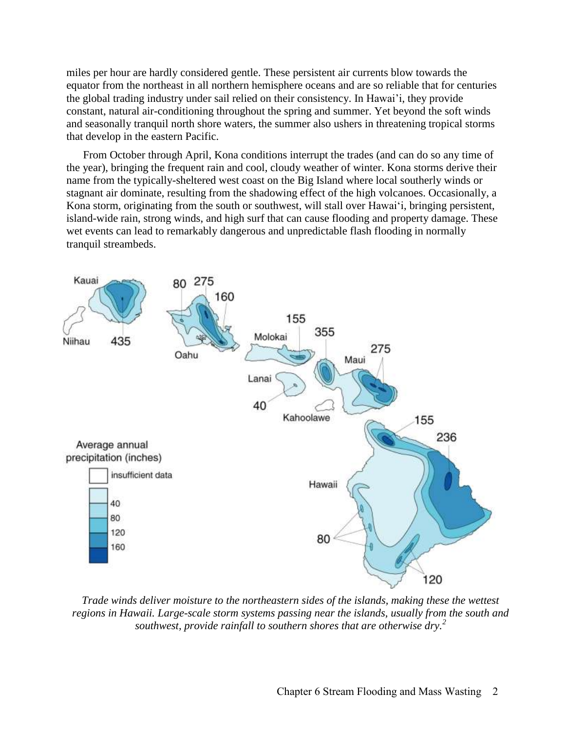miles per hour are hardly considered gentle. These persistent air currents blow towards the equator from the northeast in all northern hemisphere oceans and are so reliable that for centuries the global trading industry under sail relied on their consistency. In Hawai'i, they provide constant, natural air-conditioning throughout the spring and summer. Yet beyond the soft winds and seasonally tranquil north shore waters, the summer also ushers in threatening tropical storms that develop in the eastern Pacific.

From October through April, Kona conditions interrupt the trades (and can do so any time of the year), bringing the frequent rain and cool, cloudy weather of winter. Kona storms derive their name from the typically-sheltered west coast on the Big Island where local southerly winds or stagnant air dominate, resulting from the shadowing effect of the high volcanoes. Occasionally, a Kona storm, originating from the south or southwest, will stall over Hawai'i, bringing persistent, island-wide rain, strong winds, and high surf that can cause flooding and property damage. These wet events can lead to remarkably dangerous and unpredictable flash flooding in normally tranquil streambeds.

*Trade winds deliver moisture to the northeastern sides of the islands, making these the wettest regions in Hawaii. Large-scale storm systems passing near the islands, usually from the south and southwest, provide rainfall to southern shores that are otherwise dry.*[2]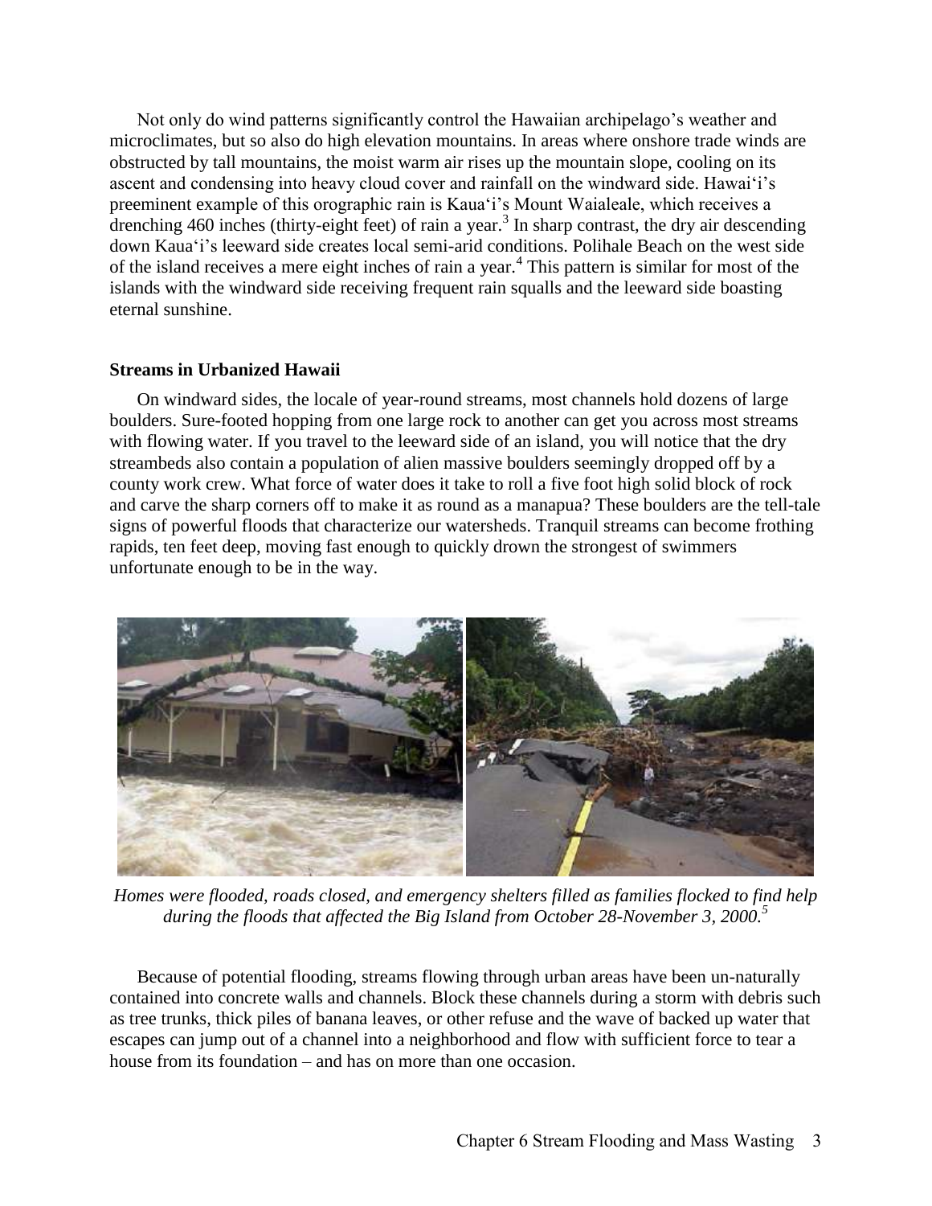Not only do wind patterns significantly control the Hawaiian archipelago's weather and microclimates, but so also do high elevation mountains. In areas where onshore trade winds are obstructed by tall mountains, the moist warm air rises up the mountain slope, cooling on its ascent and condensing into heavy cloud cover and rainfall on the windward side. Hawai'i's preeminent example of this orographic rain is Kaua'i's Mount Waialeale, which receives a drenching 460 inches (thirty-eight feet) of rain a year.[3] In sharp contrast, the dry air descending down Kaua'i's leeward side creates local semi-arid conditions. Polihale Beach on the west side of the island receives a mere eight inches of rain a year.[4] This pattern is similar for most of the islands with the windward side receiving frequent rain squalls and the leeward side boasting eternal sunshine.

## Streams in Urbanized Hawaii

On windward sides, the locale of year-round streams, most channels hold dozens of large boulders. Sure-footed hopping from one large rock to another can get you across most streams with flowing water. If you travel to the leeward side of an island, you will notice that the dry streambeds also contain a population of alien massive boulders seemingly dropped off by a county work crew. What force of water does it take to roll a five foot high solid block of rock and carve the sharp corners off to make it as round as a manapua? These boulders are the tell-tale signs of powerful floods that characterize our watersheds. Tranquil streams can become frothing rapids, ten feet deep, moving fast enough to quickly drown the strongest of swimmers unfortunate enough to be in the way.

*Homes were flooded, roads closed, and emergency shelters filled as families flocked to find help during the floods that affected the Big Island from October 28-November 3, 2000.*[5]

Because of potential flooding, streams flowing through urban areas have been un-naturally contained into concrete walls and channels. Block these channels during a storm with debris such as tree trunks, thick piles of banana leaves, or other refuse and the wave of backed up water that escapes can jump out of a channel into a neighborhood and flow with sufficient force to tear a house from its foundation – and has on more than one occasion.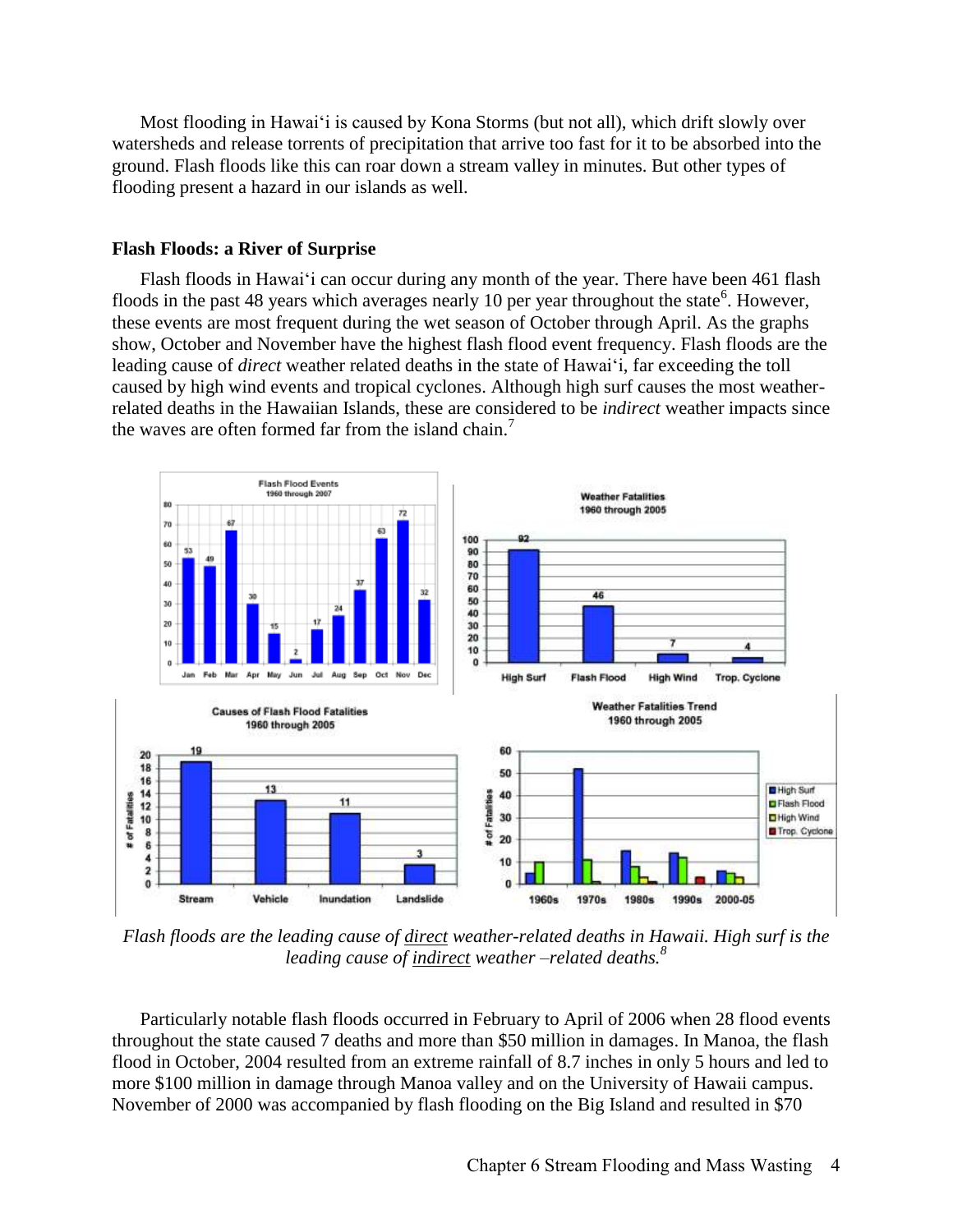Most flooding in Hawai'i is caused by Kona Storms (but not all), which drift slowly over watersheds and release torrents of precipitation that arrive too fast for it to be absorbed into the ground. Flash floods like this can roar down a stream valley in minutes. But other types of flooding present a hazard in our islands as well.

### Flash Floods: a River of Surprise

Flash floods in Hawai'i can occur during any month of the year. There have been 461 flash floods in the past 48 years which averages nearly 10 per year throughout the state[6]. However, these events are most frequent during the wet season of October through April. As the graphs show, October and November have the highest flash flood event frequency. Flash floods are the leading cause of *direct* weather related deaths in the state of Hawai'i, far exceeding the toll caused by high wind events and tropical cyclones. Although high surf causes the most weather-related deaths in the Hawaiian Islands, these are considered to be *indirect* weather impacts since the waves are often formed far from the island chain.[7]

*Flash floods are the leading cause of direct weather-related deaths in Hawaii. High surf is the leading cause of indirect weather –related deaths.*[8]

Particularly notable flash floods occurred in February to April of 2006 when 28 flood events throughout the state caused 7 deaths and more than $50 million in damages. In Manoa, the flash flood in October, 2004 resulted from an extreme rainfall of 8.7 inches in only 5 hours and led to more $100 million in damage through Manoa valley and on the University of Hawaii campus. November of 2000 was accompanied by flash flooding on the Big Island and resulted in $70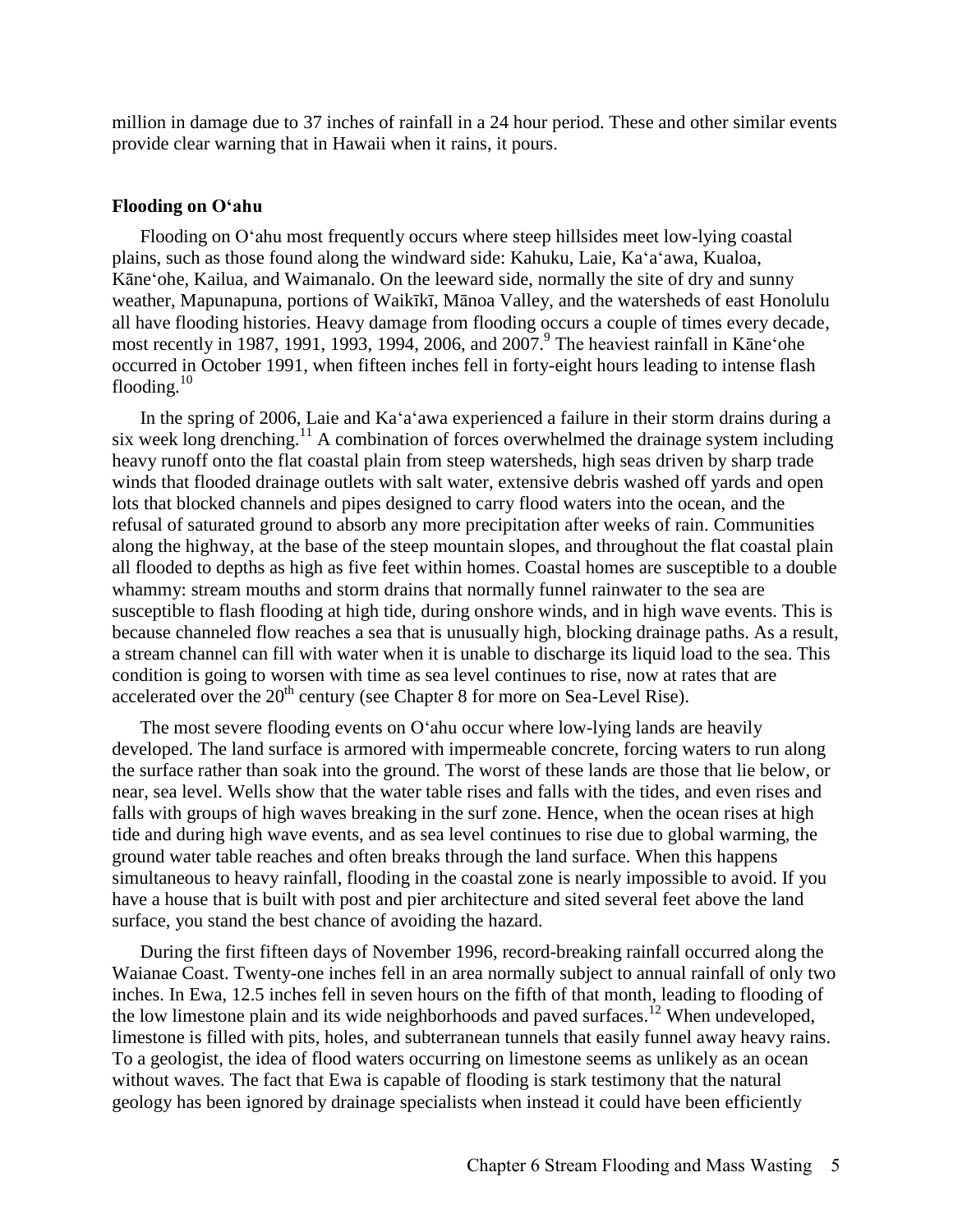million in damage due to 37 inches of rainfall in a 24 hour period. These and other similar events provide clear warning that in Hawaii when it rains, it pours.

### Flooding on Oʻahu

Flooding on Oʻahu most frequently occurs where steep hillsides meet low-lying coastal plains, such as those found along the windward side: Kahuku, Laie, Kaʻaʻawa, Kualoa, Kāneʻohe, Kailua, and Waimanalo. On the leeward side, normally the site of dry and sunny weather, Mapunapuna, portions of Waikīkī, Mānoa Valley, and the watersheds of east Honolulu all have flooding histories. Heavy damage from flooding occurs a couple of times every decade, most recently in 1987, 1991, 1993, 1994, 2006, and 2007.[9] The heaviest rainfall in Kāneʻohe occurred in October 1991, when fifteen inches fell in forty-eight hours leading to intense flash flooding.[10]

In the spring of 2006, Laie and Kaʻaʻawa experienced a failure in their storm drains during a six week long drenching.[11] A combination of forces overwhelmed the drainage system including heavy runoff onto the flat coastal plain from steep watersheds, high seas driven by sharp trade winds that flooded drainage outlets with salt water, extensive debris washed off yards and open lots that blocked channels and pipes designed to carry flood waters into the ocean, and the refusal of saturated ground to absorb any more precipitation after weeks of rain. Communities along the highway, at the base of the steep mountain slopes, and throughout the flat coastal plain all flooded to depths as high as five feet within homes. Coastal homes are susceptible to a double whammy: stream mouths and storm drains that normally funnel rainwater to the sea are susceptible to flash flooding at high tide, during onshore winds, and in high wave events. This is because channeled flow reaches a sea that is unusually high, blocking drainage paths. As a result, a stream channel can fill with water when it is unable to discharge its liquid load to the sea. This condition is going to worsen with time as sea level continues to rise, now at rates that are accelerated over the 20th century (see Chapter 8 for more on Sea-Level Rise).

The most severe flooding events on Oʻahu occur where low-lying lands are heavily developed. The land surface is armored with impermeable concrete, forcing waters to run along the surface rather than soak into the ground. The worst of these lands are those that lie below, or near, sea level. Wells show that the water table rises and falls with the tides, and even rises and falls with groups of high waves breaking in the surf zone. Hence, when the ocean rises at high tide and during high wave events, and as sea level continues to rise due to global warming, the ground water table reaches and often breaks through the land surface. When this happens simultaneous to heavy rainfall, flooding in the coastal zone is nearly impossible to avoid. If you have a house that is built with post and pier architecture and sited several feet above the land surface, you stand the best chance of avoiding the hazard.

During the first fifteen days of November 1996, record-breaking rainfall occurred along the Waianae Coast. Twenty-one inches fell in an area normally subject to annual rainfall of only two inches. In Ewa, 12.5 inches fell in seven hours on the fifth of that month, leading to flooding of the low limestone plain and its wide neighborhoods and paved surfaces.[12] When undeveloped, limestone is filled with pits, holes, and subterranean tunnels that easily funnel away heavy rains. To a geologist, the idea of flood waters occurring on limestone seems as unlikely as an ocean without waves. The fact that Ewa is capable of flooding is stark testimony that the natural geology has been ignored by drainage specialists when instead it could have been efficiently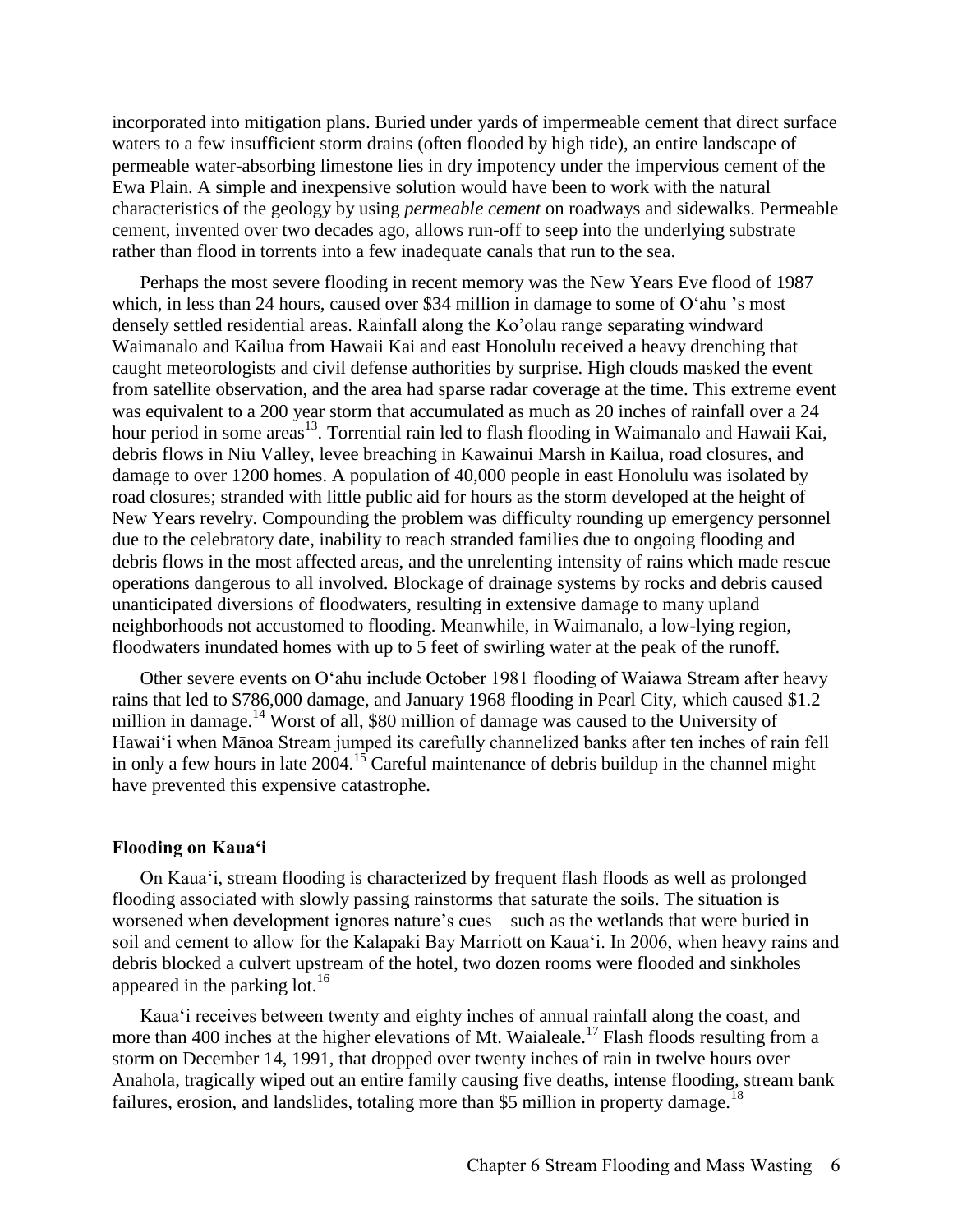incorporated into mitigation plans. Buried under yards of impermeable cement that direct surface waters to a few insufficient storm drains (often flooded by high tide), an entire landscape of permeable water-absorbing limestone lies in dry impotency under the impervious cement of the Ewa Plain. A simple and inexpensive solution would have been to work with the natural characteristics of the geology by using *permeable cement* on roadways and sidewalks. Permeable cement, invented over two decades ago, allows run-off to seep into the underlying substrate rather than flood in torrents into a few inadequate canals that run to the sea.

Perhaps the most severe flooding in recent memory was the New Years Eve flood of 1987 which, in less than 24 hours, caused over $34 million in damage to some of O‘ahu ’s most densely settled residential areas. Rainfall along the Ko’olau range separating windward Waimanalo and Kailua from Hawaii Kai and east Honolulu received a heavy drenching that caught meteorologists and civil defense authorities by surprise. High clouds masked the event from satellite observation, and the area had sparse radar coverage at the time. This extreme event was equivalent to a 200 year storm that accumulated as much as 20 inches of rainfall over a 24 hour period in some areas[13]. Torrential rain led to flash flooding in Waimanalo and Hawaii Kai, debris flows in Niu Valley, levee breaching in Kawainui Marsh in Kailua, road closures, and damage to over 1200 homes. A population of 40,000 people in east Honolulu was isolated by road closures; stranded with little public aid for hours as the storm developed at the height of New Years revelry. Compounding the problem was difficulty rounding up emergency personnel due to the celebratory date, inability to reach stranded families due to ongoing flooding and debris flows in the most affected areas, and the unrelenting intensity of rains which made rescue operations dangerous to all involved. Blockage of drainage systems by rocks and debris caused unanticipated diversions of floodwaters, resulting in extensive damage to many upland neighborhoods not accustomed to flooding. Meanwhile, in Waimanalo, a low-lying region, floodwaters inundated homes with up to 5 feet of swirling water at the peak of the runoff.

Other severe events on O‘ahu include October 1981 flooding of Waiawa Stream after heavy rains that led to $786,000 damage, and January 1968 flooding in Pearl City, which caused $1.2 million in damage.[14] Worst of all, $80 million of damage was caused to the University of Hawai‘i when Mānoa Stream jumped its carefully channelized banks after ten inches of rain fell in only a few hours in late 2004.[15] Careful maintenance of debris buildup in the channel might have prevented this expensive catastrophe.

**Flooding on Kaua‘i**

On Kaua‘i, stream flooding is characterized by frequent flash floods as well as prolonged flooding associated with slowly passing rainstorms that saturate the soils. The situation is worsened when development ignores nature’s cues – such as the wetlands that were buried in soil and cement to allow for the Kalapaki Bay Marriott on Kaua‘i. In 2006, when heavy rains and debris blocked a culvert upstream of the hotel, two dozen rooms were flooded and sinkholes appeared in the parking lot.[16]

Kaua‘i receives between twenty and eighty inches of annual rainfall along the coast, and more than 400 inches at the higher elevations of Mt. Waialeale.[17] Flash floods resulting from a storm on December 14, 1991, that dropped over twenty inches of rain in twelve hours over Anahola, tragically wiped out an entire family causing five deaths, intense flooding, stream bank failures, erosion, and landslides, totaling more than $5 million in property damage.[18]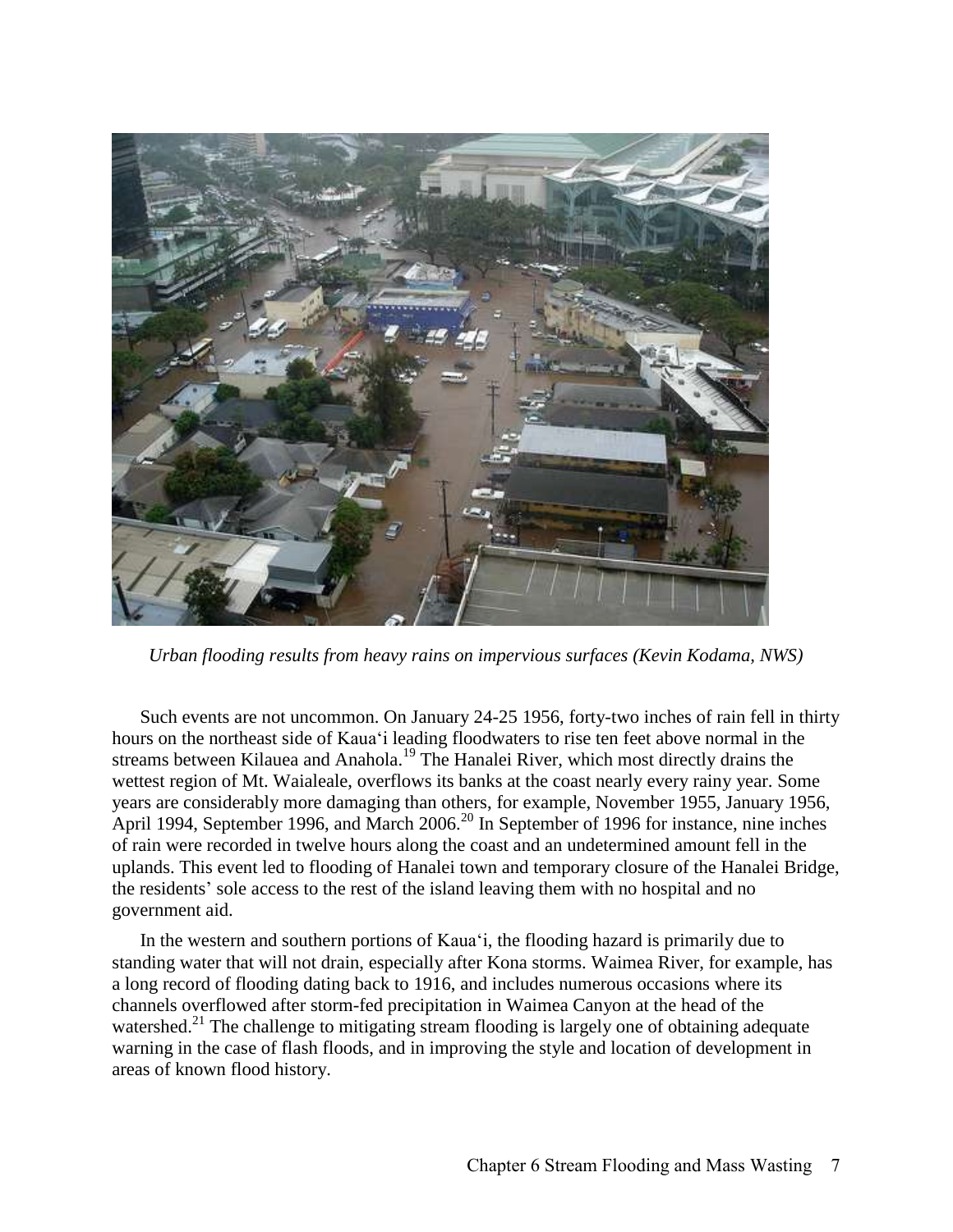*Urban flooding results from heavy rains on impervious surfaces (Kevin Kodama, NWS)*

Such events are not uncommon. On January 24-25 1956, forty-two inches of rain fell in thirty hours on the northeast side of Kaua'i leading floodwaters to rise ten feet above normal in the streams between Kilauea and Anahola.[19] The Hanalei River, which most directly drains the wettest region of Mt. Waialeale, overflows its banks at the coast nearly every rainy year. Some years are considerably more damaging than others, for example, November 1955, January 1956, April 1994, September 1996, and March 2006.[20] In September of 1996 for instance, nine inches of rain were recorded in twelve hours along the coast and an undetermined amount fell in the uplands. This event led to flooding of Hanalei town and temporary closure of the Hanalei Bridge, the residents' sole access to the rest of the island leaving them with no hospital and no government aid.

In the western and southern portions of Kaua'i, the flooding hazard is primarily due to standing water that will not drain, especially after Kona storms. Waimea River, for example, has a long record of flooding dating back to 1916, and includes numerous occasions where its channels overflowed after storm-fed precipitation in Waimea Canyon at the head of the watershed.[21] The challenge to mitigating stream flooding is largely one of obtaining adequate warning in the case of flash floods, and in improving the style and location of development in areas of known flood history.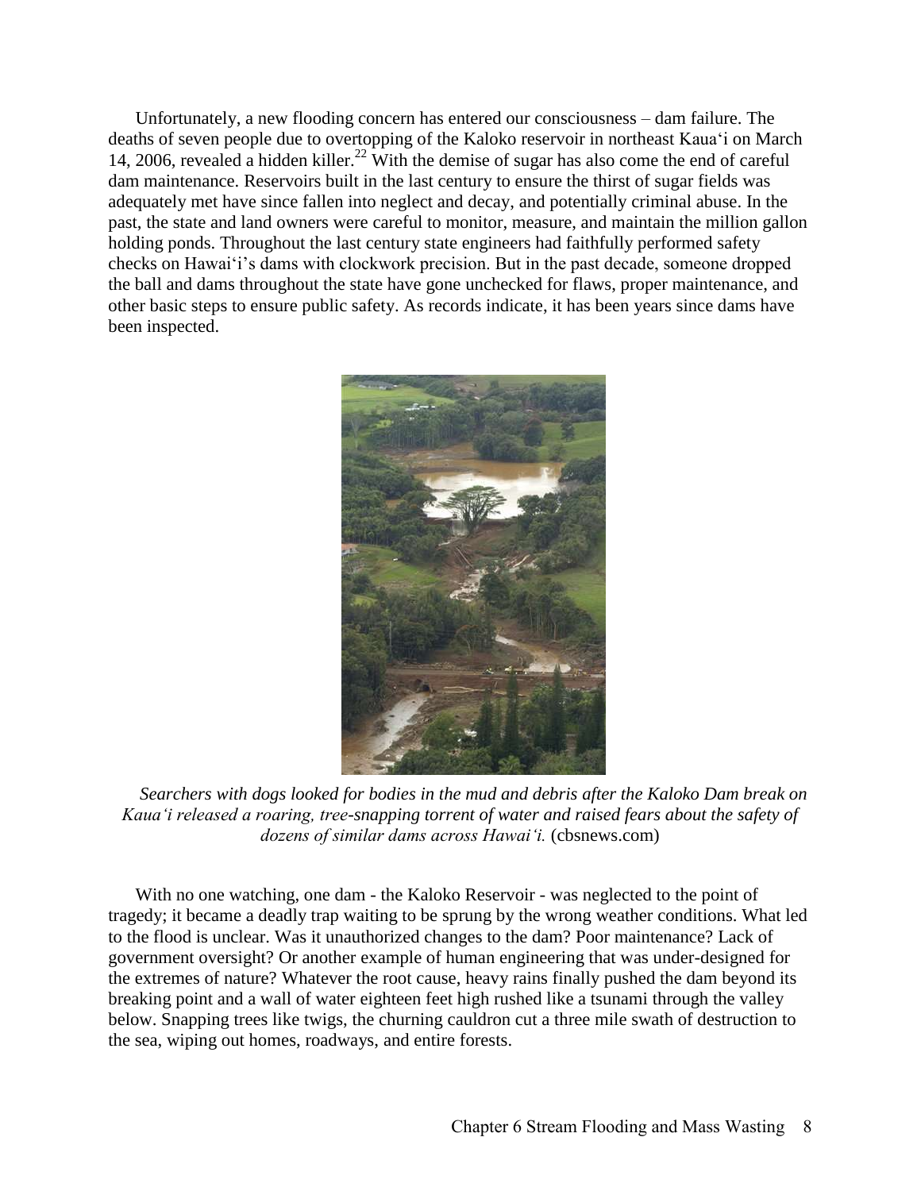Unfortunately, a new flooding concern has entered our consciousness – dam failure. The deaths of seven people due to overtopping of the Kaloko reservoir in northeast Kaua'i on March 14, 2006, revealed a hidden killer.[22] With the demise of sugar has also come the end of careful dam maintenance. Reservoirs built in the last century to ensure the thirst of sugar fields was adequately met have since fallen into neglect and decay, and potentially criminal abuse. In the past, the state and land owners were careful to monitor, measure, and maintain the million gallon holding ponds. Throughout the last century state engineers had faithfully performed safety checks on Hawai'i's dams with clockwork precision. But in the past decade, someone dropped the ball and dams throughout the state have gone unchecked for flaws, proper maintenance, and other basic steps to ensure public safety. As records indicate, it has been years since dams have been inspected.

*Searchers with dogs looked for bodies in the mud and debris after the Kaloko Dam break on Kaua'i released a roaring, tree-snapping torrent of water and raised fears about the safety of dozens of similar dams across Hawai'i.* (cbsnews.com)

With no one watching, one dam - the Kaloko Reservoir - was neglected to the point of tragedy; it became a deadly trap waiting to be sprung by the wrong weather conditions. What led to the flood is unclear. Was it unauthorized changes to the dam? Poor maintenance? Lack of government oversight? Or another example of human engineering that was under-designed for the extremes of nature? Whatever the root cause, heavy rains finally pushed the dam beyond its breaking point and a wall of water eighteen feet high rushed like a tsunami through the valley below. Snapping trees like twigs, the churning cauldron cut a three mile swath of destruction to the sea, wiping out homes, roadways, and entire forests.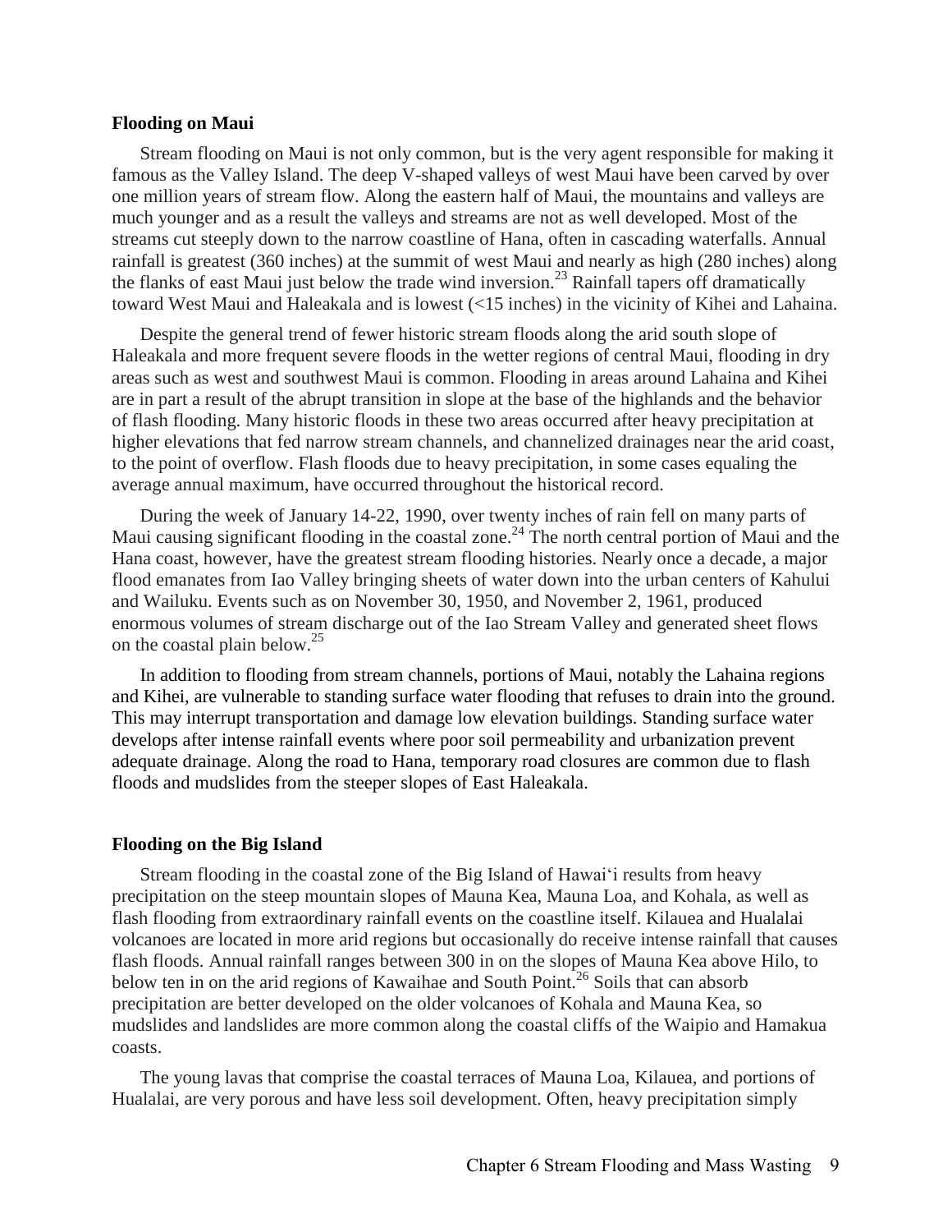### Flooding on Maui

Stream flooding on Maui is not only common, but is the very agent responsible for making it famous as the Valley Island. The deep V-shaped valleys of west Maui have been carved by over one million years of stream flow. Along the eastern half of Maui, the mountains and valleys are much younger and as a result the valleys and streams are not as well developed. Most of the streams cut steeply down to the narrow coastline of Hana, often in cascading waterfalls. Annual rainfall is greatest (360 inches) at the summit of west Maui and nearly as high (280 inches) along the flanks of east Maui just below the trade wind inversion.[23] Rainfall tapers off dramatically toward West Maui and Haleakala and is lowest (<15 inches) in the vicinity of Kihei and Lahaina.

Despite the general trend of fewer historic stream floods along the arid south slope of Haleakala and more frequent severe floods in the wetter regions of central Maui, flooding in dry areas such as west and southwest Maui is common. Flooding in areas around Lahaina and Kihei are in part a result of the abrupt transition in slope at the base of the highlands and the behavior of flash flooding. Many historic floods in these two areas occurred after heavy precipitation at higher elevations that fed narrow stream channels, and channelized drainages near the arid coast, to the point of overflow. Flash floods due to heavy precipitation, in some cases equaling the average annual maximum, have occurred throughout the historical record.

During the week of January 14-22, 1990, over twenty inches of rain fell on many parts of Maui causing significant flooding in the coastal zone.[24] The north central portion of Maui and the Hana coast, however, have the greatest stream flooding histories. Nearly once a decade, a major flood emanates from Iao Valley bringing sheets of water down into the urban centers of Kahului and Wailuku. Events such as on November 30, 1950, and November 2, 1961, produced enormous volumes of stream discharge out of the Iao Stream Valley and generated sheet flows on the coastal plain below.[25]

In addition to flooding from stream channels, portions of Maui, notably the Lahaina regions and Kihei, are vulnerable to standing surface water flooding that refuses to drain into the ground. This may interrupt transportation and damage low elevation buildings. Standing surface water develops after intense rainfall events where poor soil permeability and urbanization prevent adequate drainage. Along the road to Hana, temporary road closures are common due to flash floods and mudslides from the steeper slopes of East Haleakala.

### Flooding on the Big Island

Stream flooding in the coastal zone of the Big Island of Hawai‘i results from heavy precipitation on the steep mountain slopes of Mauna Kea, Mauna Loa, and Kohala, as well as flash flooding from extraordinary rainfall events on the coastline itself. Kilauea and Hualalai volcanoes are located in more arid regions but occasionally do receive intense rainfall that causes flash floods. Annual rainfall ranges between 300 in on the slopes of Mauna Kea above Hilo, to below ten in on the arid regions of Kawaihae and South Point.[26] Soils that can absorb precipitation are better developed on the older volcanoes of Kohala and Mauna Kea, so mudslides and landslides are more common along the coastal cliffs of the Waipio and Hamakua coasts.

The young lavas that comprise the coastal terraces of Mauna Loa, Kilauea, and portions of Hualalai, are very porous and have less soil development. Often, heavy precipitation simply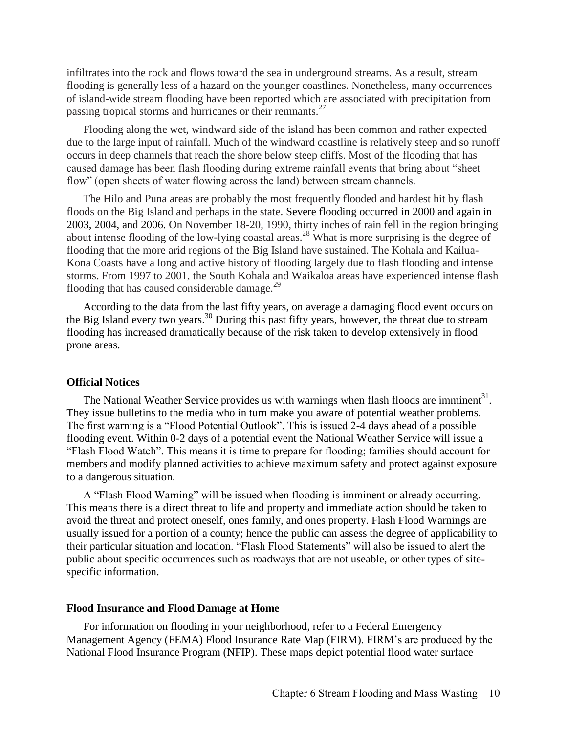infiltrates into the rock and flows toward the sea in underground streams. As a result, stream flooding is generally less of a hazard on the younger coastlines. Nonetheless, many occurrences of island-wide stream flooding have been reported which are associated with precipitation from passing tropical storms and hurricanes or their remnants.[27]

Flooding along the wet, windward side of the island has been common and rather expected due to the large input of rainfall. Much of the windward coastline is relatively steep and so runoff occurs in deep channels that reach the shore below steep cliffs. Most of the flooding that has caused damage has been flash flooding during extreme rainfall events that bring about "sheet flow" (open sheets of water flowing across the land) between stream channels.

The Hilo and Puna areas are probably the most frequently flooded and hardest hit by flash floods on the Big Island and perhaps in the state. Severe flooding occurred in 2000 and again in 2003, 2004, and 2006. On November 18-20, 1990, thirty inches of rain fell in the region bringing about intense flooding of the low-lying coastal areas.[28] What is more surprising is the degree of flooding that the more arid regions of the Big Island have sustained. The Kohala and Kailua-Kona Coasts have a long and active history of flooding largely due to flash flooding and intense storms. From 1997 to 2001, the South Kohala and Waikaloa areas have experienced intense flash flooding that has caused considerable damage.[29]

According to the data from the last fifty years, on average a damaging flood event occurs on the Big Island every two years.[30] During this past fifty years, however, the threat due to stream flooding has increased dramatically because of the risk taken to develop extensively in flood prone areas.

### Official Notices

The National Weather Service provides us with warnings when flash floods are imminent[31]. They issue bulletins to the media who in turn make you aware of potential weather problems. The first warning is a "Flood Potential Outlook". This is issued 2-4 days ahead of a possible flooding event. Within 0-2 days of a potential event the National Weather Service will issue a "Flash Flood Watch". This means it is time to prepare for flooding; families should account for members and modify planned activities to achieve maximum safety and protect against exposure to a dangerous situation.

A "Flash Flood Warning" will be issued when flooding is imminent or already occurring. This means there is a direct threat to life and property and immediate action should be taken to avoid the threat and protect oneself, ones family, and ones property. Flash Flood Warnings are usually issued for a portion of a county; hence the public can assess the degree of applicability to their particular situation and location. "Flash Flood Statements" will also be issued to alert the public about specific occurrences such as roadways that are not useable, or other types of site-specific information.

### Flood Insurance and Flood Damage at Home

For information on flooding in your neighborhood, refer to a Federal Emergency Management Agency (FEMA) Flood Insurance Rate Map (FIRM). FIRM's are produced by the National Flood Insurance Program (NFIP). These maps depict potential flood water surface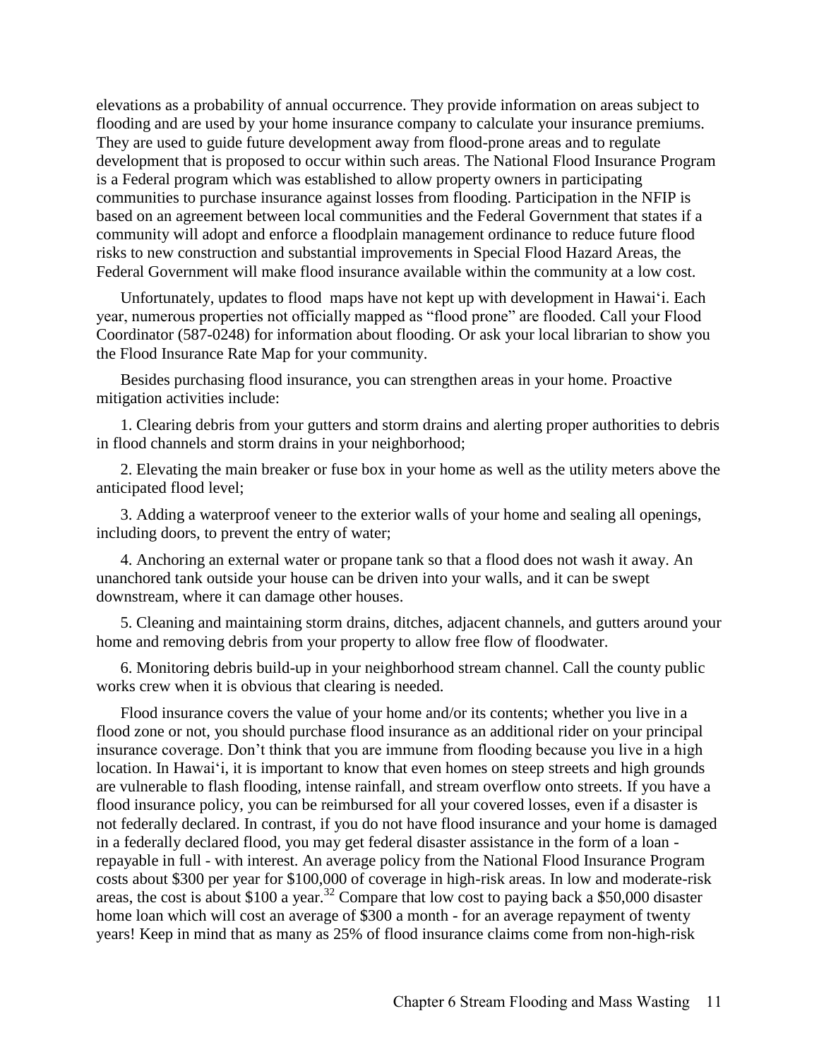elevations as a probability of annual occurrence. They provide information on areas subject to flooding and are used by your home insurance company to calculate your insurance premiums. They are used to guide future development away from flood-prone areas and to regulate development that is proposed to occur within such areas. The National Flood Insurance Program is a Federal program which was established to allow property owners in participating communities to purchase insurance against losses from flooding. Participation in the NFIP is based on an agreement between local communities and the Federal Government that states if a community will adopt and enforce a floodplain management ordinance to reduce future flood risks to new construction and substantial improvements in Special Flood Hazard Areas, the Federal Government will make flood insurance available within the community at a low cost.

Unfortunately, updates to flood maps have not kept up with development in Hawai‘i. Each year, numerous properties not officially mapped as “flood prone” are flooded. Call your Flood Coordinator (587-0248) for information about flooding. Or ask your local librarian to show you the Flood Insurance Rate Map for your community.

Besides purchasing flood insurance, you can strengthen areas in your home. Proactive mitigation activities include:

1. Clearing debris from your gutters and storm drains and alerting proper authorities to debris in flood channels and storm drains in your neighborhood;

2. Elevating the main breaker or fuse box in your home as well as the utility meters above the anticipated flood level;

3. Adding a waterproof veneer to the exterior walls of your home and sealing all openings, including doors, to prevent the entry of water;

4. Anchoring an external water or propane tank so that a flood does not wash it away. An unanchored tank outside your house can be driven into your walls, and it can be swept downstream, where it can damage other houses.

5. Cleaning and maintaining storm drains, ditches, adjacent channels, and gutters around your home and removing debris from your property to allow free flow of floodwater.

6. Monitoring debris build-up in your neighborhood stream channel. Call the county public works crew when it is obvious that clearing is needed.

Flood insurance covers the value of your home and/or its contents; whether you live in a flood zone or not, you should purchase flood insurance as an additional rider on your principal insurance coverage. Don’t think that you are immune from flooding because you live in a high location. In Hawai‘i, it is important to know that even homes on steep streets and high grounds are vulnerable to flash flooding, intense rainfall, and stream overflow onto streets. If you have a flood insurance policy, you can be reimbursed for all your covered losses, even if a disaster is not federally declared. In contrast, if you do not have flood insurance and your home is damaged in a federally declared flood, you may get federal disaster assistance in the form of a loan - repayable in full - with interest. An average policy from the National Flood Insurance Program costs about $300 per year for $100,000 of coverage in high-risk areas. In low and moderate-risk areas, the cost is about $100 a year.[32] Compare that low cost to paying back a $50,000 disaster home loan which will cost an average of $300 a month - for an average repayment of twenty years! Keep in mind that as many as 25% of flood insurance claims come from non-high-risk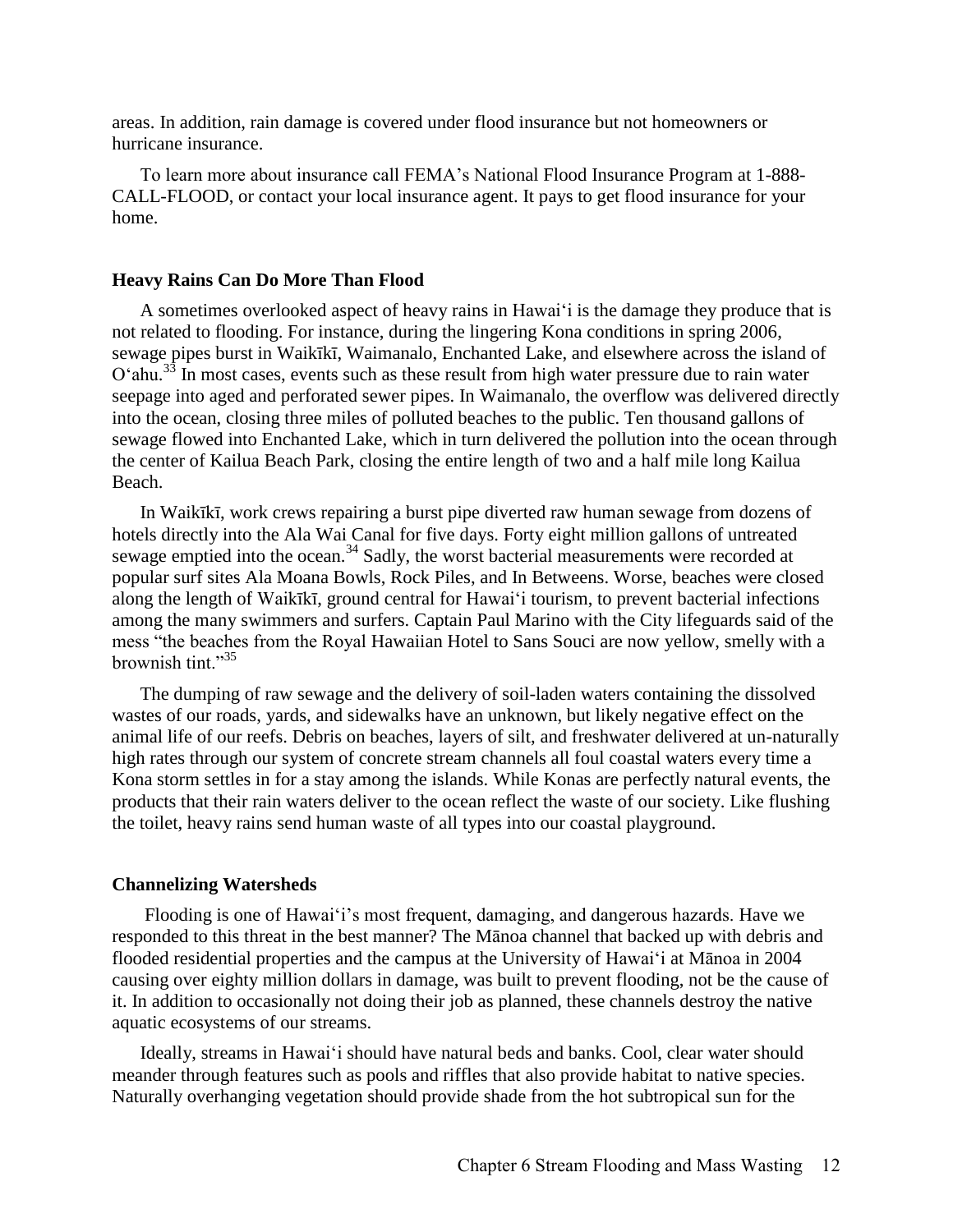areas. In addition, rain damage is covered under flood insurance but not homeowners or hurricane insurance.

To learn more about insurance call FEMA's National Flood Insurance Program at 1-888-CALL-FLOOD, or contact your local insurance agent. It pays to get flood insurance for your home.

### Heavy Rains Can Do More Than Flood

A sometimes overlooked aspect of heavy rains in Hawaiʻi is the damage they produce that is not related to flooding. For instance, during the lingering Kona conditions in spring 2006, sewage pipes burst in Waikīkī, Waimanalo, Enchanted Lake, and elsewhere across the island of Oʻahu.[33] In most cases, events such as these result from high water pressure due to rain water seepage into aged and perforated sewer pipes. In Waimanalo, the overflow was delivered directly into the ocean, closing three miles of polluted beaches to the public. Ten thousand gallons of sewage flowed into Enchanted Lake, which in turn delivered the pollution into the ocean through the center of Kailua Beach Park, closing the entire length of two and a half mile long Kailua Beach.

In Waikīkī, work crews repairing a burst pipe diverted raw human sewage from dozens of hotels directly into the Ala Wai Canal for five days. Forty eight million gallons of untreated sewage emptied into the ocean.[34] Sadly, the worst bacterial measurements were recorded at popular surf sites Ala Moana Bowls, Rock Piles, and In Betweens. Worse, beaches were closed along the length of Waikīkī, ground central for Hawaiʻi tourism, to prevent bacterial infections among the many swimmers and surfers. Captain Paul Marino with the City lifeguards said of the mess "the beaches from the Royal Hawaiian Hotel to Sans Souci are now yellow, smelly with a brownish tint."[35]

The dumping of raw sewage and the delivery of soil-laden waters containing the dissolved wastes of our roads, yards, and sidewalks have an unknown, but likely negative effect on the animal life of our reefs. Debris on beaches, layers of silt, and freshwater delivered at un-naturally high rates through our system of concrete stream channels all foul coastal waters every time a Kona storm settles in for a stay among the islands. While Konas are perfectly natural events, the products that their rain waters deliver to the ocean reflect the waste of our society. Like flushing the toilet, heavy rains send human waste of all types into our coastal playground.

### Channelizing Watersheds

Flooding is one of Hawaiʻi's most frequent, damaging, and dangerous hazards. Have we responded to this threat in the best manner? The Mānoa channel that backed up with debris and flooded residential properties and the campus at the University of Hawaiʻi at Mānoa in 2004 causing over eighty million dollars in damage, was built to prevent flooding, not be the cause of it. In addition to occasionally not doing their job as planned, these channels destroy the native aquatic ecosystems of our streams.

Ideally, streams in Hawaiʻi should have natural beds and banks. Cool, clear water should meander through features such as pools and riffles that also provide habitat to native species. Naturally overhanging vegetation should provide shade from the hot subtropical sun for the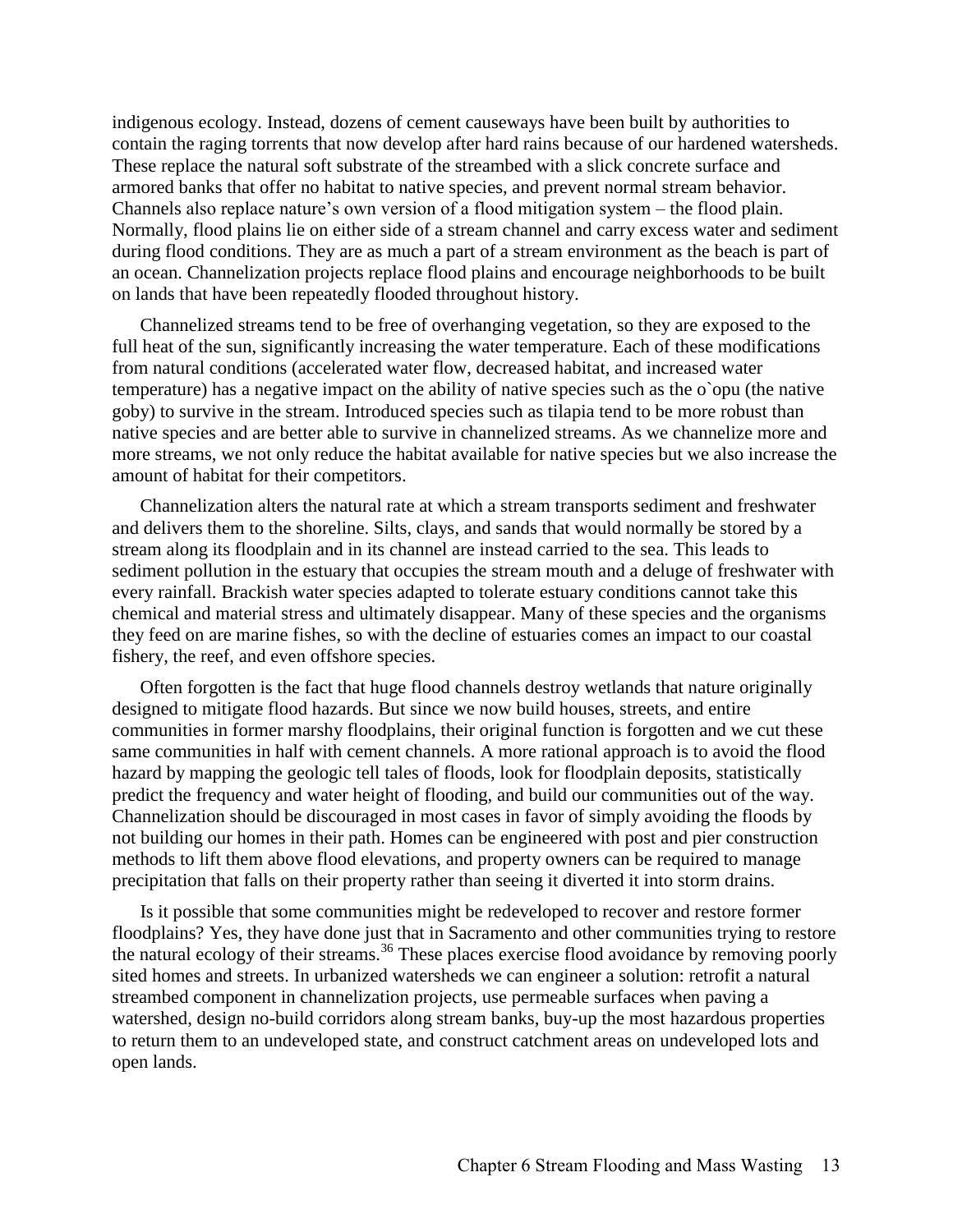indigenous ecology. Instead, dozens of cement causeways have been built by authorities to contain the raging torrents that now develop after hard rains because of our hardened watersheds. These replace the natural soft substrate of the streambed with a slick concrete surface and armored banks that offer no habitat to native species, and prevent normal stream behavior. Channels also replace nature's own version of a flood mitigation system – the flood plain. Normally, flood plains lie on either side of a stream channel and carry excess water and sediment during flood conditions. They are as much a part of a stream environment as the beach is part of an ocean. Channelization projects replace flood plains and encourage neighborhoods to be built on lands that have been repeatedly flooded throughout history.

Channelized streams tend to be free of overhanging vegetation, so they are exposed to the full heat of the sun, significantly increasing the water temperature. Each of these modifications from natural conditions (accelerated water flow, decreased habitat, and increased water temperature) has a negative impact on the ability of native species such as the o`opu (the native goby) to survive in the stream. Introduced species such as tilapia tend to be more robust than native species and are better able to survive in channelized streams. As we channelize more and more streams, we not only reduce the habitat available for native species but we also increase the amount of habitat for their competitors.

Channelization alters the natural rate at which a stream transports sediment and freshwater and delivers them to the shoreline. Silts, clays, and sands that would normally be stored by a stream along its floodplain and in its channel are instead carried to the sea. This leads to sediment pollution in the estuary that occupies the stream mouth and a deluge of freshwater with every rainfall. Brackish water species adapted to tolerate estuary conditions cannot take this chemical and material stress and ultimately disappear. Many of these species and the organisms they feed on are marine fishes, so with the decline of estuaries comes an impact to our coastal fishery, the reef, and even offshore species.

Often forgotten is the fact that huge flood channels destroy wetlands that nature originally designed to mitigate flood hazards. But since we now build houses, streets, and entire communities in former marshy floodplains, their original function is forgotten and we cut these same communities in half with cement channels. A more rational approach is to avoid the flood hazard by mapping the geologic tell tales of floods, look for floodplain deposits, statistically predict the frequency and water height of flooding, and build our communities out of the way. Channelization should be discouraged in most cases in favor of simply avoiding the floods by not building our homes in their path. Homes can be engineered with post and pier construction methods to lift them above flood elevations, and property owners can be required to manage precipitation that falls on their property rather than seeing it diverted it into storm drains.

Is it possible that some communities might be redeveloped to recover and restore former floodplains? Yes, they have done just that in Sacramento and other communities trying to restore the natural ecology of their streams.[36] These places exercise flood avoidance by removing poorly sited homes and streets. In urbanized watersheds we can engineer a solution: retrofit a natural streambed component in channelization projects, use permeable surfaces when paving a watershed, design no-build corridors along stream banks, buy-up the most hazardous properties to return them to an undeveloped state, and construct catchment areas on undeveloped lots and open lands.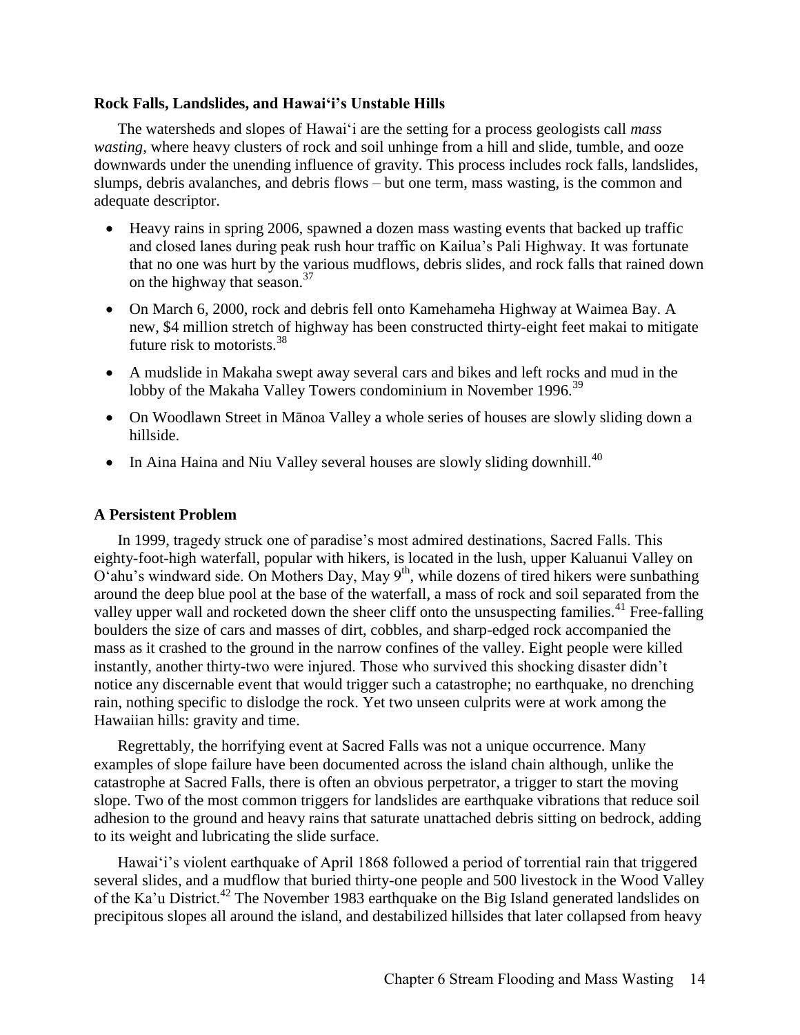### Rock Falls, Landslides, and Hawai'i's Unstable Hills

The watersheds and slopes of Hawai'i are the setting for a process geologists call *mass wasting*, where heavy clusters of rock and soil unhinge from a hill and slide, tumble, and ooze downwards under the unending influence of gravity. This process includes rock falls, landslides, slumps, debris avalanches, and debris flows – but one term, mass wasting, is the common and adequate descriptor.

- Heavy rains in spring 2006, spawned a dozen mass wasting events that backed up traffic and closed lanes during peak rush hour traffic on Kailua's Pali Highway. It was fortunate that no one was hurt by the various mudflows, debris slides, and rock falls that rained down on the highway that season.[37]
- On March 6, 2000, rock and debris fell onto Kamehameha Highway at Waimea Bay. A new, $4 million stretch of highway has been constructed thirty-eight feet makai to mitigate future risk to motorists.[38]
- A mudslide in Makaha swept away several cars and bikes and left rocks and mud in the lobby of the Makaha Valley Towers condominium in November 1996.[39]
- On Woodlawn Street in Mānoa Valley a whole series of houses are slowly sliding down a hillside.
- In Aina Haina and Niu Valley several houses are slowly sliding downhill.[40]

### A Persistent Problem

In 1999, tragedy struck one of paradise's most admired destinations, Sacred Falls. This eighty-foot-high waterfall, popular with hikers, is located in the lush, upper Kaluanui Valley on O'ahu's windward side. On Mothers Day, May 9th, while dozens of tired hikers were sunbathing around the deep blue pool at the base of the waterfall, a mass of rock and soil separated from the valley upper wall and rocketed down the sheer cliff onto the unsuspecting families.[41] Free-falling boulders the size of cars and masses of dirt, cobbles, and sharp-edged rock accompanied the mass as it crashed to the ground in the narrow confines of the valley. Eight people were killed instantly, another thirty-two were injured. Those who survived this shocking disaster didn't notice any discernable event that would trigger such a catastrophe; no earthquake, no drenching rain, nothing specific to dislodge the rock. Yet two unseen culprits were at work among the Hawaiian hills: gravity and time.

Regrettably, the horrifying event at Sacred Falls was not a unique occurrence. Many examples of slope failure have been documented across the island chain although, unlike the catastrophe at Sacred Falls, there is often an obvious perpetrator, a trigger to start the moving slope. Two of the most common triggers for landslides are earthquake vibrations that reduce soil adhesion to the ground and heavy rains that saturate unattached debris sitting on bedrock, adding to its weight and lubricating the slide surface.

Hawai'i's violent earthquake of April 1868 followed a period of torrential rain that triggered several slides, and a mudflow that buried thirty-one people and 500 livestock in the Wood Valley of the Ka'u District.[42] The November 1983 earthquake on the Big Island generated landslides on precipitous slopes all around the island, and destabilized hillsides that later collapsed from heavy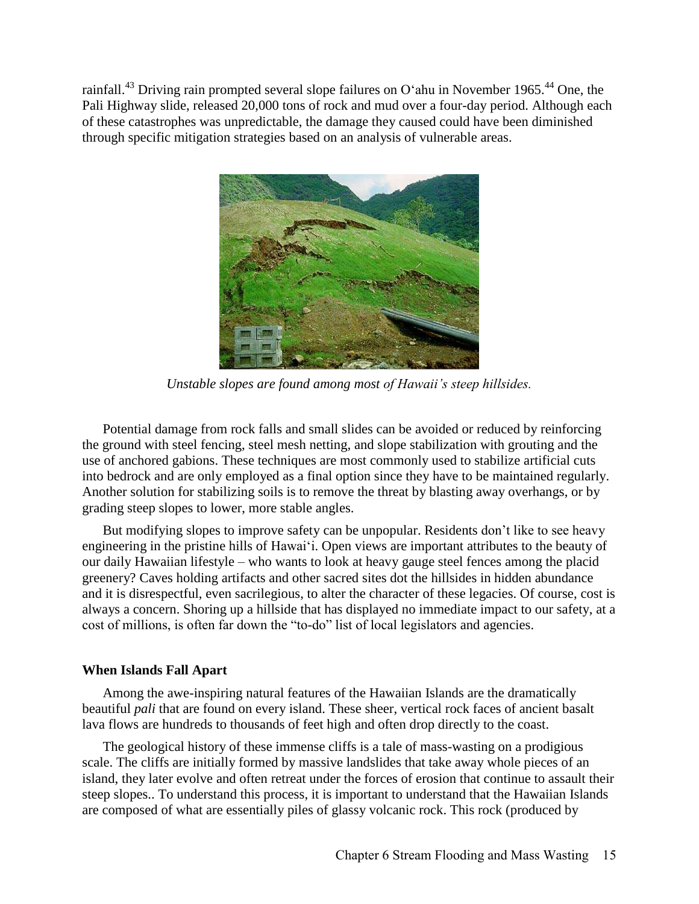rainfall.[43] Driving rain prompted several slope failures on Oʻahu in November 1965.[44] One, the Pali Highway slide, released 20,000 tons of rock and mud over a four-day period. Although each of these catastrophes was unpredictable, the damage they caused could have been diminished through specific mitigation strategies based on an analysis of vulnerable areas.

*Unstable slopes are found among most of Hawaii's steep hillsides.*

Potential damage from rock falls and small slides can be avoided or reduced by reinforcing the ground with steel fencing, steel mesh netting, and slope stabilization with grouting and the use of anchored gabions. These techniques are most commonly used to stabilize artificial cuts into bedrock and are only employed as a final option since they have to be maintained regularly. Another solution for stabilizing soils is to remove the threat by blasting away overhangs, or by grading steep slopes to lower, more stable angles.

But modifying slopes to improve safety can be unpopular. Residents don't like to see heavy engineering in the pristine hills of Hawaiʻi. Open views are important attributes to the beauty of our daily Hawaiian lifestyle – who wants to look at heavy gauge steel fences among the placid greenery? Caves holding artifacts and other sacred sites dot the hillsides in hidden abundance and it is disrespectful, even sacrilegious, to alter the character of these legacies. Of course, cost is always a concern. Shoring up a hillside that has displayed no immediate impact to our safety, at a cost of millions, is often far down the "to-do" list of local legislators and agencies.

### When Islands Fall Apart

Among the awe-inspiring natural features of the Hawaiian Islands are the dramatically beautiful *pali* that are found on every island. These sheer, vertical rock faces of ancient basalt lava flows are hundreds to thousands of feet high and often drop directly to the coast.

The geological history of these immense cliffs is a tale of mass-wasting on a prodigious scale. The cliffs are initially formed by massive landslides that take away whole pieces of an island, they later evolve and often retreat under the forces of erosion that continue to assault their steep slopes.. To understand this process, it is important to understand that the Hawaiian Islands are composed of what are essentially piles of glassy volcanic rock. This rock (produced by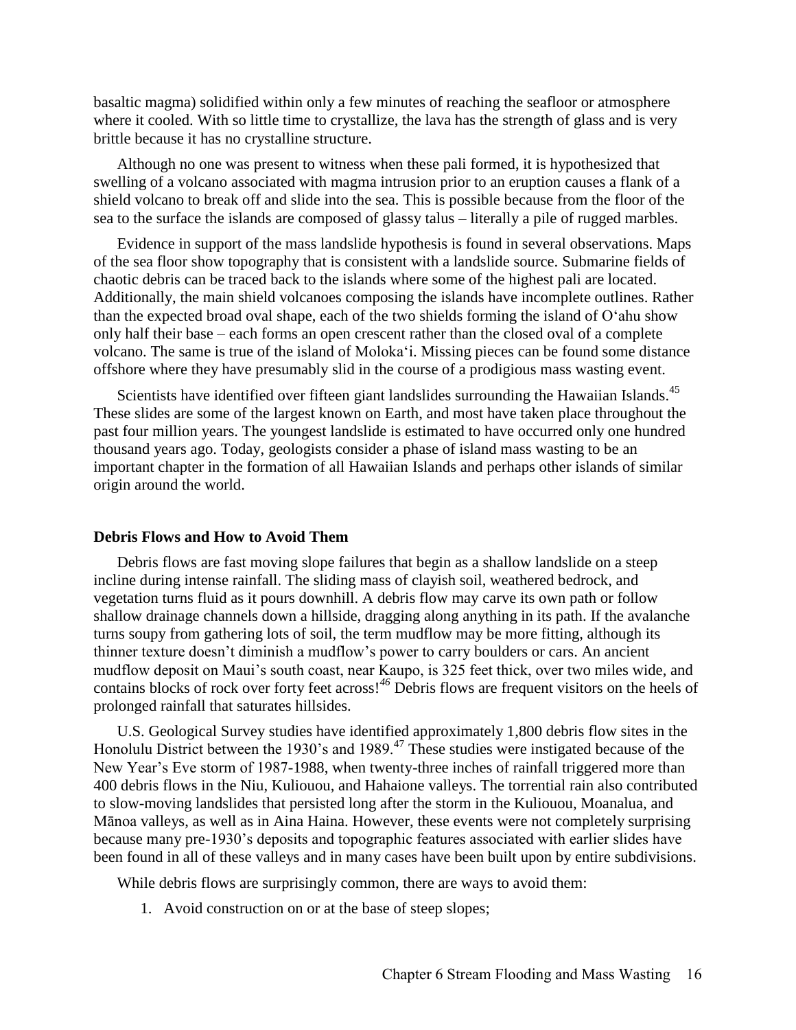basaltic magma) solidified within only a few minutes of reaching the seafloor or atmosphere where it cooled. With so little time to crystallize, the lava has the strength of glass and is very brittle because it has no crystalline structure.

Although no one was present to witness when these pali formed, it is hypothesized that swelling of a volcano associated with magma intrusion prior to an eruption causes a flank of a shield volcano to break off and slide into the sea. This is possible because from the floor of the sea to the surface the islands are composed of glassy talus – literally a pile of rugged marbles.

Evidence in support of the mass landslide hypothesis is found in several observations. Maps of the sea floor show topography that is consistent with a landslide source. Submarine fields of chaotic debris can be traced back to the islands where some of the highest pali are located. Additionally, the main shield volcanoes composing the islands have incomplete outlines. Rather than the expected broad oval shape, each of the two shields forming the island of Oʻahu show only half their base – each forms an open crescent rather than the closed oval of a complete volcano. The same is true of the island of Molokaʻi. Missing pieces can be found some distance offshore where they have presumably slid in the course of a prodigious mass wasting event.

Scientists have identified over fifteen giant landslides surrounding the Hawaiian Islands.[45] These slides are some of the largest known on Earth, and most have taken place throughout the past four million years. The youngest landslide is estimated to have occurred only one hundred thousand years ago. Today, geologists consider a phase of island mass wasting to be an important chapter in the formation of all Hawaiian Islands and perhaps other islands of similar origin around the world.

### Debris Flows and How to Avoid Them

Debris flows are fast moving slope failures that begin as a shallow landslide on a steep incline during intense rainfall. The sliding mass of clayish soil, weathered bedrock, and vegetation turns fluid as it pours downhill. A debris flow may carve its own path or follow shallow drainage channels down a hillside, dragging along anything in its path. If the avalanche turns soupy from gathering lots of soil, the term mudflow may be more fitting, although its thinner texture doesn't diminish a mudflow's power to carry boulders or cars. An ancient mudflow deposit on Maui's south coast, near Kaupo, is 325 feet thick, over two miles wide, and contains blocks of rock over forty feet across![46] Debris flows are frequent visitors on the heels of prolonged rainfall that saturates hillsides.

U.S. Geological Survey studies have identified approximately 1,800 debris flow sites in the Honolulu District between the 1930's and 1989.[47] These studies were instigated because of the New Year's Eve storm of 1987-1988, when twenty-three inches of rainfall triggered more than 400 debris flows in the Niu, Kuliouou, and Hahaione valleys. The torrential rain also contributed to slow-moving landslides that persisted long after the storm in the Kuliouou, Moanalua, and Mānoa valleys, as well as in Aina Haina. However, these events were not completely surprising because many pre-1930's deposits and topographic features associated with earlier slides have been found in all of these valleys and in many cases have been built upon by entire subdivisions.

While debris flows are surprisingly common, there are ways to avoid them:

1. Avoid construction on or at the base of steep slopes;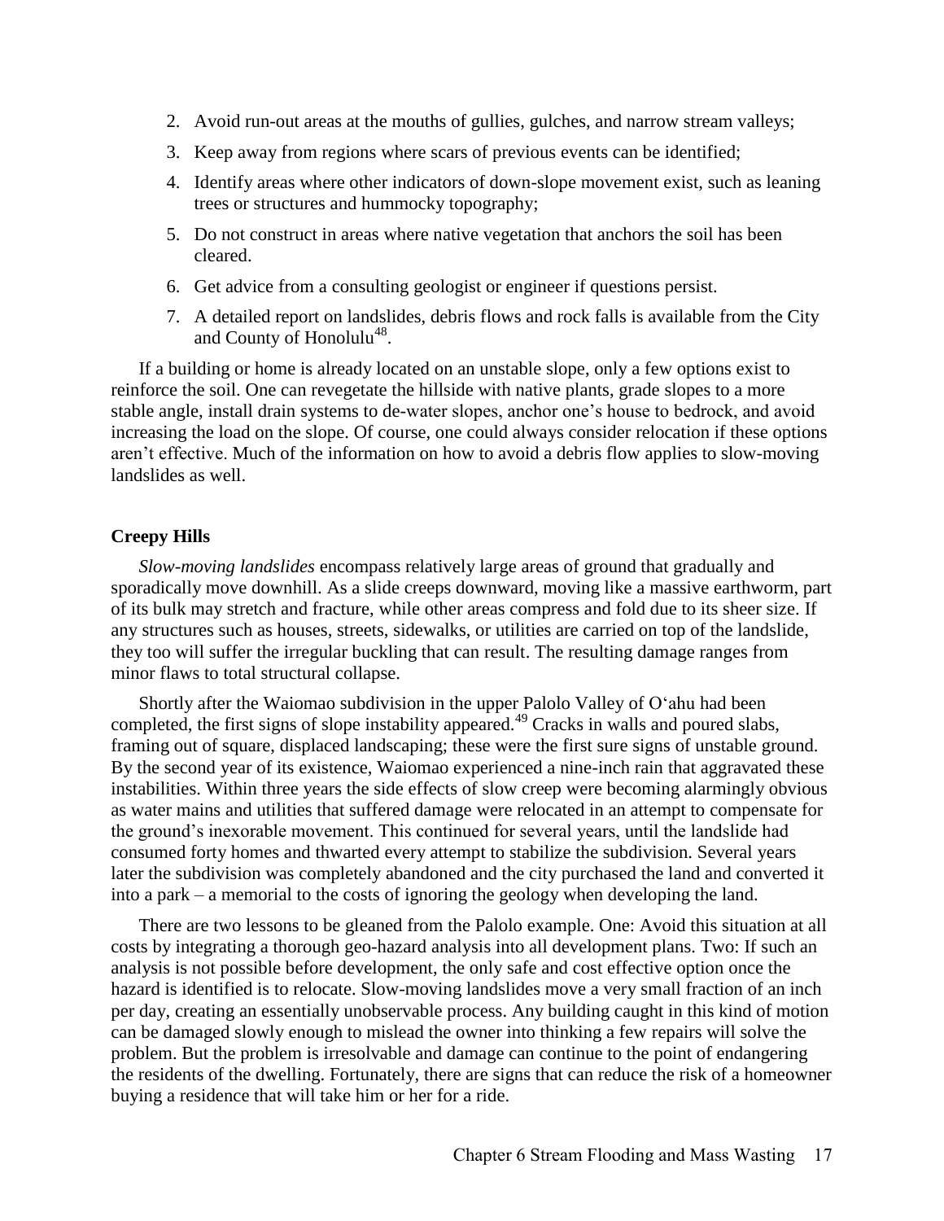2. Avoid run-out areas at the mouths of gullies, gulches, and narrow stream valleys;
3. Keep away from regions where scars of previous events can be identified;
4. Identify areas where other indicators of down-slope movement exist, such as leaning trees or structures and hummocky topography;
5. Do not construct in areas where native vegetation that anchors the soil has been cleared.
6. Get advice from a consulting geologist or engineer if questions persist.
7. A detailed report on landslides, debris flows and rock falls is available from the City and County of Honolulu[48].

If a building or home is already located on an unstable slope, only a few options exist to reinforce the soil. One can revegetate the hillside with native plants, grade slopes to a more stable angle, install drain systems to de-water slopes, anchor one's house to bedrock, and avoid increasing the load on the slope. Of course, one could always consider relocation if these options aren't effective. Much of the information on how to avoid a debris flow applies to slow-moving landslides as well.

### Creepy Hills

*Slow-moving landslides* encompass relatively large areas of ground that gradually and sporadically move downhill. As a slide creeps downward, moving like a massive earthworm, part of its bulk may stretch and fracture, while other areas compress and fold due to its sheer size. If any structures such as houses, streets, sidewalks, or utilities are carried on top of the landslide, they too will suffer the irregular buckling that can result. The resulting damage ranges from minor flaws to total structural collapse.

Shortly after the Waiomao subdivision in the upper Palolo Valley of O'ahu had been completed, the first signs of slope instability appeared.[49] Cracks in walls and poured slabs, framing out of square, displaced landscaping; these were the first sure signs of unstable ground. By the second year of its existence, Waiomao experienced a nine-inch rain that aggravated these instabilities. Within three years the side effects of slow creep were becoming alarmingly obvious as water mains and utilities that suffered damage were relocated in an attempt to compensate for the ground's inexorable movement. This continued for several years, until the landslide had consumed forty homes and thwarted every attempt to stabilize the subdivision. Several years later the subdivision was completely abandoned and the city purchased the land and converted it into a park – a memorial to the costs of ignoring the geology when developing the land.

There are two lessons to be gleaned from the Palolo example. One: Avoid this situation at all costs by integrating a thorough geo-hazard analysis into all development plans. Two: If such an analysis is not possible before development, the only safe and cost effective option once the hazard is identified is to relocate. Slow-moving landslides move a very small fraction of an inch per day, creating an essentially unobservable process. Any building caught in this kind of motion can be damaged slowly enough to mislead the owner into thinking a few repairs will solve the problem. But the problem is irresolvable and damage can continue to the point of endangering the residents of the dwelling. Fortunately, there are signs that can reduce the risk of a homeowner buying a residence that will take him or her for a ride.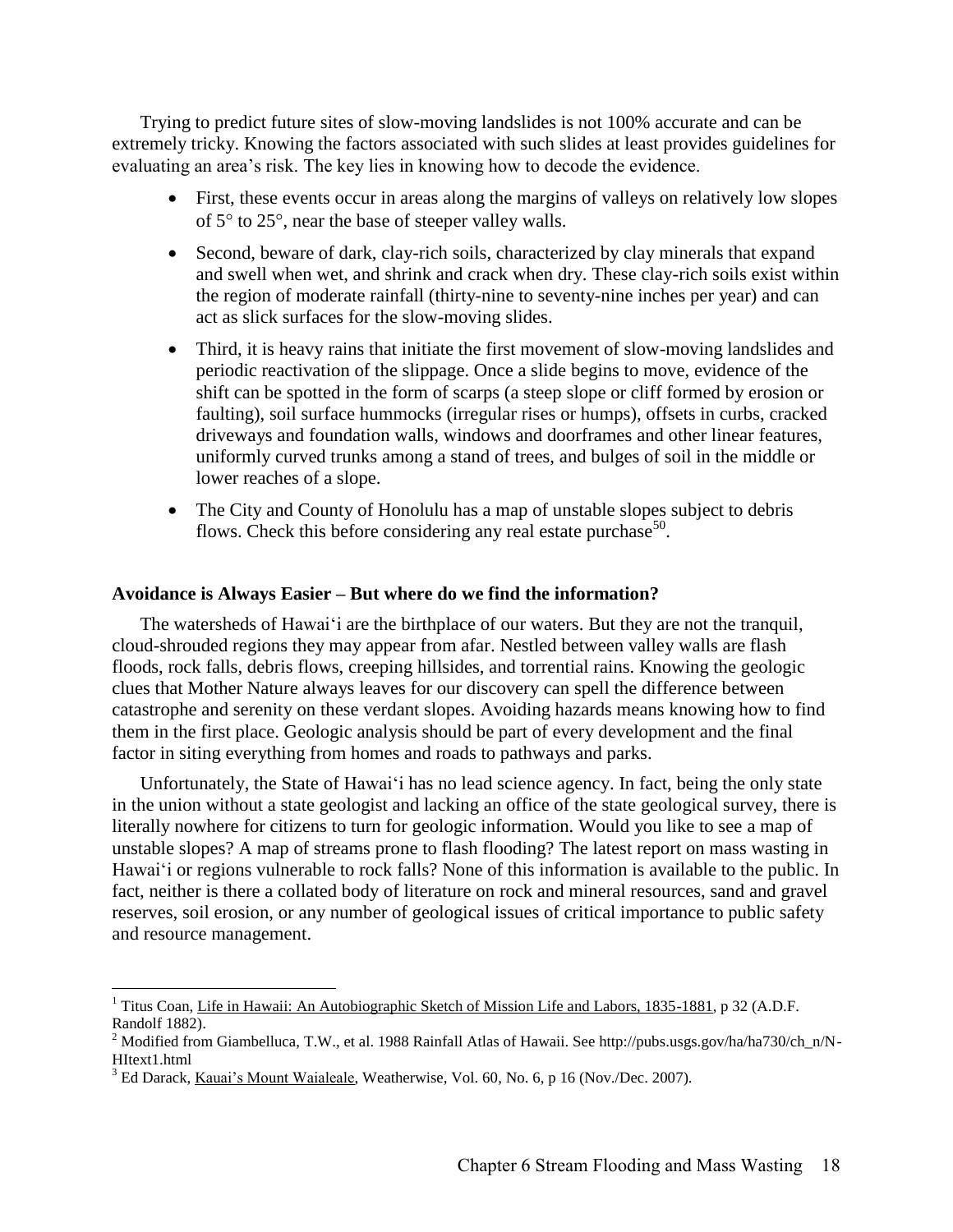Trying to predict future sites of slow-moving landslides is not 100% accurate and can be extremely tricky. Knowing the factors associated with such slides at least provides guidelines for evaluating an area's risk. The key lies in knowing how to decode the evidence.

- First, these events occur in areas along the margins of valleys on relatively low slopes of 5° to 25°, near the base of steeper valley walls.
- Second, beware of dark, clay-rich soils, characterized by clay minerals that expand and swell when wet, and shrink and crack when dry. These clay-rich soils exist within the region of moderate rainfall (thirty-nine to seventy-nine inches per year) and can act as slick surfaces for the slow-moving slides.
- Third, it is heavy rains that initiate the first movement of slow-moving landslides and periodic reactivation of the slippage. Once a slide begins to move, evidence of the shift can be spotted in the form of scarps (a steep slope or cliff formed by erosion or faulting), soil surface hummocks (irregular rises or humps), offsets in curbs, cracked driveways and foundation walls, windows and doorframes and other linear features, uniformly curved trunks among a stand of trees, and bulges of soil in the middle or lower reaches of a slope.
- The City and County of Honolulu has a map of unstable slopes subject to debris flows. Check this before considering any real estate purchase[50].

**Avoidance is Always Easier – But where do we find the information?**

The watersheds of Hawai'i are the birthplace of our waters. But they are not the tranquil, cloud-shrouded regions they may appear from afar. Nestled between valley walls are flash floods, rock falls, debris flows, creeping hillsides, and torrential rains. Knowing the geologic clues that Mother Nature always leaves for our discovery can spell the difference between catastrophe and serenity on these verdant slopes. Avoiding hazards means knowing how to find them in the first place. Geologic analysis should be part of every development and the final factor in siting everything from homes and roads to pathways and parks.

Unfortunately, the State of Hawai'i has no lead science agency. In fact, being the only state in the union without a state geologist and lacking an office of the state geological survey, there is literally nowhere for citizens to turn for geologic information. Would you like to see a map of unstable slopes? A map of streams prone to flash flooding? The latest report on mass wasting in Hawai'i or regions vulnerable to rock falls? None of this information is available to the public. In fact, neither is there a collated body of literature on rock and mineral resources, sand and gravel reserves, soil erosion, or any number of geological issues of critical importance to public safety and resource management.

---

[1] Titus Coan, Life in Hawaii: An Autobiographic Sketch of Mission Life and Labors, 1835-1881, p 32 (A.D.F. Randolf 1882).

[2] Modified from Giambelluca, T.W., et al. 1988 Rainfall Atlas of Hawaii. See http://pubs.usgs.gov/ha/ha730/ch_n/N-HItext1.html

[3] Ed Darack, Kauai's Mount Waialeale, Weatherwise, Vol. 60, No. 6, p 16 (Nov./Dec. 2007).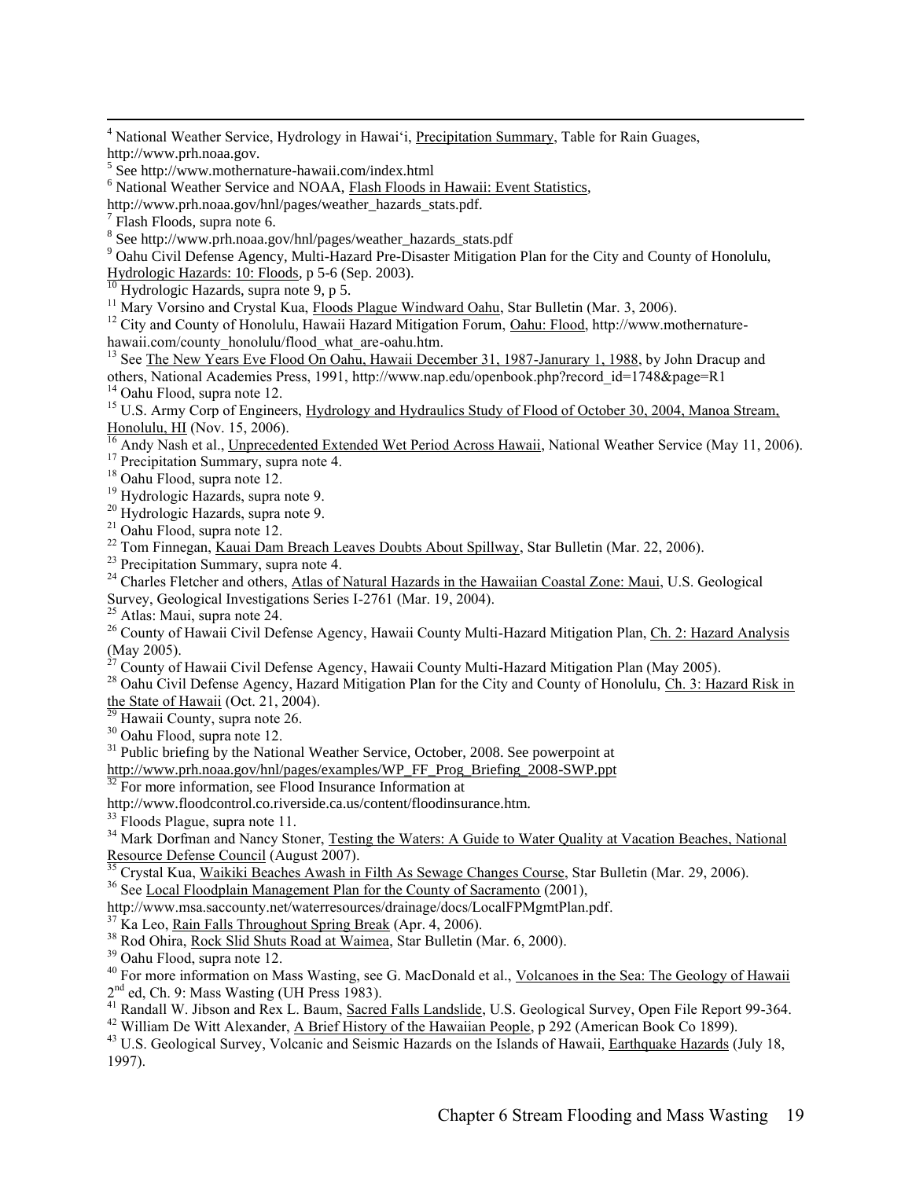[4] National Weather Service, Hydrology in Hawai‘i, Precipitation Summary, Table for Rain Guages, http://www.prh.noaa.gov.

[5] See http://www.mothernature-hawaii.com/index.html

[6] National Weather Service and NOAA, Flash Floods in Hawaii: Event Statistics, http://www.prh.noaa.gov/hnl/pages/weather_hazards_stats.pdf.

[7] Flash Floods, supra note 6.

[8] See http://www.prh.noaa.gov/hnl/pages/weather_hazards_stats.pdf

[9] Oahu Civil Defense Agency, Multi-Hazard Pre-Disaster Mitigation Plan for the City and County of Honolulu, Hydrologic Hazards: 10: Floods, p 5-6 (Sep. 2003).

[10] Hydrologic Hazards, supra note 9, p 5.

[11] Mary Vorsino and Crystal Kua, Floods Plague Windward Oahu, Star Bulletin (Mar. 3, 2006).

[12] City and County of Honolulu, Hawaii Hazard Mitigation Forum, Oahu: Flood, http://www.mothernature-hawaii.com/county_honolulu/flood_what_are-oahu.htm.

[13] See The New Years Eve Flood On Oahu, Hawaii December 31, 1987-Janurary 1, 1988, by John Dracup and others, National Academies Press, 1991, http://www.nap.edu/openbook.php?record_id=1748&page=R1

[14] Oahu Flood, supra note 12.

[15] U.S. Army Corp of Engineers, Hydrology and Hydraulics Study of Flood of October 30, 2004, Manoa Stream, Honolulu, HI (Nov. 15, 2006).

[16] Andy Nash et al., Unprecedented Extended Wet Period Across Hawaii, National Weather Service (May 11, 2006).

[17] Precipitation Summary, supra note 4.

[18] Oahu Flood, supra note 12.

[19] Hydrologic Hazards, supra note 9.

[20] Hydrologic Hazards, supra note 9.

[21] Oahu Flood, supra note 12.

[22] Tom Finnegan, Kauai Dam Breach Leaves Doubts About Spillway, Star Bulletin (Mar. 22, 2006).

[23] Precipitation Summary, supra note 4.

[24] Charles Fletcher and others, Atlas of Natural Hazards in the Hawaiian Coastal Zone: Maui, U.S. Geological Survey, Geological Investigations Series I-2761 (Mar. 19, 2004).

[25] Atlas: Maui, supra note 24.

[26] County of Hawaii Civil Defense Agency, Hawaii County Multi-Hazard Mitigation Plan, Ch. 2: Hazard Analysis (May 2005).

[27] County of Hawaii Civil Defense Agency, Hawaii County Multi-Hazard Mitigation Plan (May 2005).

[28] Oahu Civil Defense Agency, Hazard Mitigation Plan for the City and County of Honolulu, Ch. 3: Hazard Risk in the State of Hawaii (Oct. 21, 2004).

[29] Hawaii County, supra note 26.

[30] Oahu Flood, supra note 12.

[31] Public briefing by the National Weather Service, October, 2008. See powerpoint at http://www.prh.noaa.gov/hnl/pages/examples/WP_FF_Prog_Briefing_2008-SWP.ppt

[32] For more information, see Flood Insurance Information at http://www.floodcontrol.co.riverside.ca.us/content/floodinsurance.htm.

[33] Floods Plague, supra note 11.

[34] Mark Dorfman and Nancy Stoner, Testing the Waters: A Guide to Water Quality at Vacation Beaches, National Resource Defense Council (August 2007).

[35] Crystal Kua, Waikiki Beaches Awash in Filth As Sewage Changes Course, Star Bulletin (Mar. 29, 2006).

[36] See Local Floodplain Management Plan for the County of Sacramento (2001), http://www.msa.saccounty.net/waterresources/drainage/docs/LocalFPMgmtPlan.pdf.

[37] Ka Leo, Rain Falls Throughout Spring Break (Apr. 4, 2006).

[38] Rod Ohira, Rock Slid Shuts Road at Waimea, Star Bulletin (Mar. 6, 2000).

[39] Oahu Flood, supra note 12.

[40] For more information on Mass Wasting, see G. MacDonald et al., Volcanoes in the Sea: The Geology of Hawaii 2nd ed, Ch. 9: Mass Wasting (UH Press 1983).

[41] Randall W. Jibson and Rex L. Baum, Sacred Falls Landslide, U.S. Geological Survey, Open File Report 99-364.

[42] William De Witt Alexander, A Brief History of the Hawaiian People, p 292 (American Book Co 1899).

[43] U.S. Geological Survey, Volcanic and Seismic Hazards on the Islands of Hawaii, Earthquake Hazards (July 18, 1997).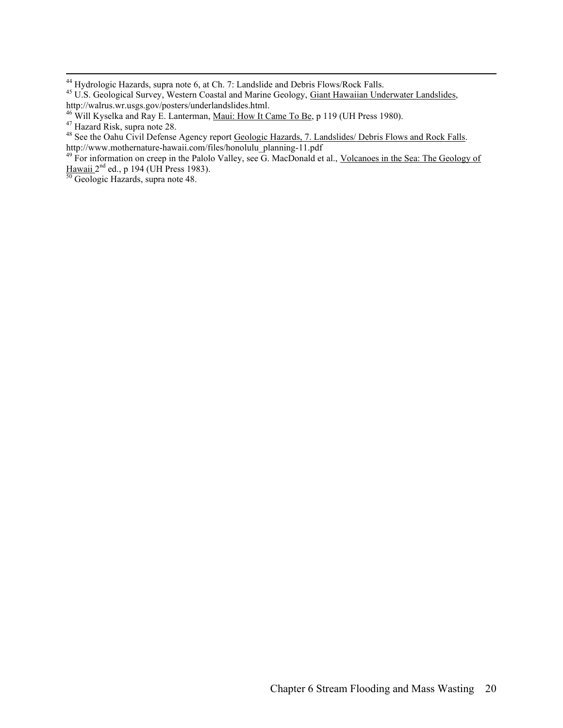[44] Hydrologic Hazards, supra note 6, at Ch. 7: Landslide and Debris Flows/Rock Falls.

[45] U.S. Geological Survey, Western Coastal and Marine Geology, Giant Hawaiian Underwater Landslides, http://walrus.wr.usgs.gov/posters/underlandslides.html.

[46] Will Kyselka and Ray E. Lanterman, Maui: How It Came To Be, p 119 (UH Press 1980).

[47] Hazard Risk, supra note 28.

[48] See the Oahu Civil Defense Agency report Geologic Hazards, 7. Landslides/ Debris Flows and Rock Falls. http://www.mothernature-hawaii.com/files/honolulu_planning-11.pdf

[49] For information on creep in the Palolo Valley, see G. MacDonald et al., Volcanoes in the Sea: The Geology of Hawaii 2nd ed., p 194 (UH Press 1983).

[50] Geologic Hazards, supra note 48.